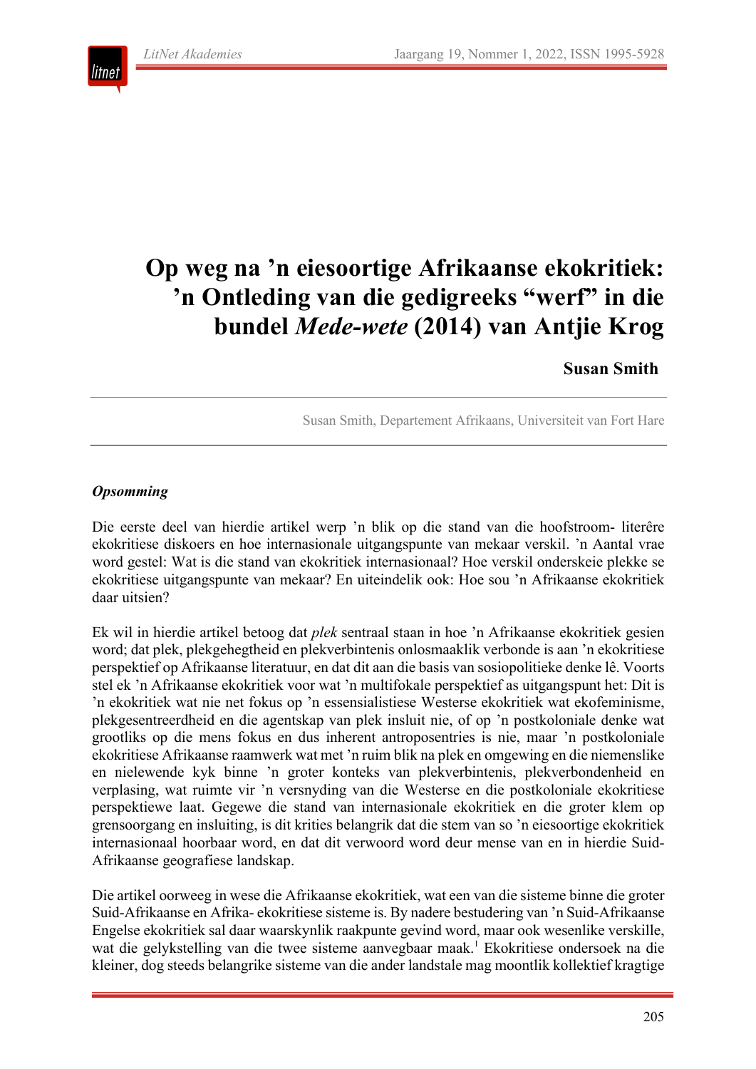# Op weg na ’n eiesoortige Afrikaanse ekokritiek: ’n Ontleding van die gedigreeks “werf” in die bundel *Mede-wete* (2014) van Antjie Krog

**Susan Smith**

Susan Smith, Departement Afrikaans, Universiteit van Fort Hare

***Opsomming***

Die eerste deel van hierdie artikel werp ’n blik op die stand van die hoofstroom- literêre ekokritiese diskoers en hoe internasionale uitgangspunte van mekaar verskil. ’n Aantal vrae word gestel: Wat is die stand van ekokritiek internasionaal? Hoe verskil onderskeie plekke se ekokritiese uitgangspunte van mekaar? En uiteindelik ook: Hoe sou ’n Afrikaanse ekokritiek daar uitsien?

Ek wil in hierdie artikel betoog dat *plek* sentraal staan in hoe ’n Afrikaanse ekokritiek gesien word; dat plek, plekgehegtheid en plekverbintenis onlosmaaklik verbonde is aan ’n ekokritiese perspektief op Afrikaanse literatuur, en dat dit aan die basis van sosiopolitieke denke lê. Voorts stel ek ’n Afrikaanse ekokritiek voor wat ’n multifokale perspektief as uitgangspunt het: Dit is ’n ekokritiek wat nie net fokus op ’n essensialistiese Westerse ekokritiek wat ekofeminisme, plekgesentreerdheid en die agentskap van plek insluit nie, of op ’n postkoloniale denke wat grootliks op die mens fokus en dus inherent antroposentries is nie, maar ’n postkoloniale ekokritiese Afrikaanse raamwerk wat met ’n ruim blik na plek en omgewing en die niemenslike en nielewende kyk binne ’n groter konteks van plekverbintenis, plekverbondenheid en verplasing, wat ruimte vir ’n versnyding van die Westerse en die postkoloniale ekokritiese perspektiewe laat. Gegewe die stand van internasionale ekokritiek en die groter klem op grensoorgang en insluiting, is dit krities belangrik dat die stem van so ’n eiesoortige ekokritiek internasionaal hoorbaar word, en dat dit verwoord word deur mense van en in hierdie Suid-Afrikaanse geografiese landskap.

Die artikel oorweeg in wese die Afrikaanse ekokritiek, wat een van die sisteme binne die groter Suid-Afrikaanse en Afrika- ekokritiese sisteme is. By nadere bestudering van ’n Suid-Afrikaanse Engelse ekokritiek sal daar waarskynlik raakpunte gevind word, maar ook wesenlike verskille, wat die gelykstelling van die twee sisteme aanvegbaar maak.[1] Ekokritiese ondersoek na die kleiner, dog steeds belangrike sisteme van die ander landstale mag moontlik kollektief kragtige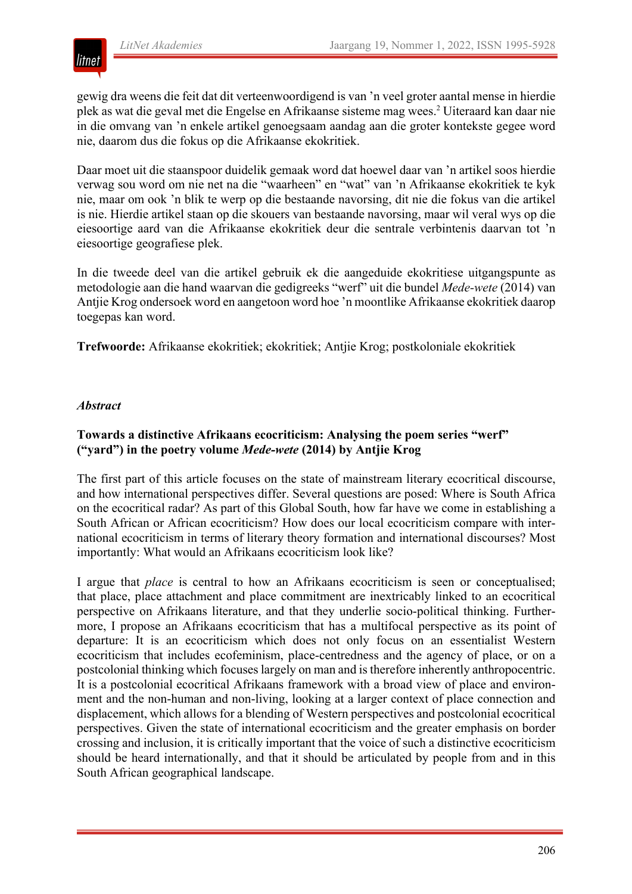gewig dra weens die feit dat dit verteenwoordigend is van 'n veel groter aantal mense in hierdie plek as wat die geval met die Engelse en Afrikaanse sisteme mag wees.[2] Uiteraard kan daar nie in die omvang van 'n enkele artikel genoegsaam aandag aan die groter kontekste gegee word nie, daarom dus die fokus op die Afrikaanse ekokritiek.

Daar moet uit die staanspoor duidelik gemaak word dat hoewel daar van 'n artikel soos hierdie verwag sou word om nie net na die "waarheen" en "wat" van 'n Afrikaanse ekokritiek te kyk nie, maar om ook 'n blik te werp op die bestaande navorsing, dit nie die fokus van die artikel is nie. Hierdie artikel staan op die skouers van bestaande navorsing, maar wil veral wys op die eiesoortige aard van die Afrikaanse ekokritiek deur die sentrale verbintenis daarvan tot 'n eiesoortige geografiese plek.

In die tweede deel van die artikel gebruik ek die aangeduide ekokritiese uitgangspunte as metodologie aan die hand waarvan die gedigreeks "werf" uit die bundel *Mede-wete* (2014) van Antjie Krog ondersoek word en aangetoon word hoe 'n moontlike Afrikaanse ekokritiek daarop toegepas kan word.

**Trefwoorde:** Afrikaanse ekokritiek; ekokritiek; Antjie Krog; postkoloniale ekokritiek

## *Abstract*

**Towards a distinctive Afrikaans ecocriticism: Analysing the poem series "werf" ("yard") in the poetry volume *Mede-wete* (2014) by Antjie Krog**

The first part of this article focuses on the state of mainstream literary ecocritical discourse, and how international perspectives differ. Several questions are posed: Where is South Africa on the ecocritical radar? As part of this Global South, how far have we come in establishing a South African or African ecocriticism? How does our local ecocriticism compare with international ecocriticism in terms of literary theory formation and international discourses? Most importantly: What would an Afrikaans ecocriticism look like?

I argue that *place* is central to how an Afrikaans ecocriticism is seen or conceptualised; that place, place attachment and place commitment are inextricably linked to an ecocritical perspective on Afrikaans literature, and that they underlie socio-political thinking. Furthermore, I propose an Afrikaans ecocriticism that has a multifocal perspective as its point of departure: It is an ecocriticism which does not only focus on an essentialist Western ecocriticism that includes ecofeminism, place-centredness and the agency of place, or on a postcolonial thinking which focuses largely on man and is therefore inherently anthropocentric. It is a postcolonial ecocritical Afrikaans framework with a broad view of place and environment and the non-human and non-living, looking at a larger context of place connection and displacement, which allows for a blending of Western perspectives and postcolonial ecocritical perspectives. Given the state of international ecocriticism and the greater emphasis on border crossing and inclusion, it is critically important that the voice of such a distinctive ecocriticism should be heard internationally, and that it should be articulated by people from and in this South African geographical landscape.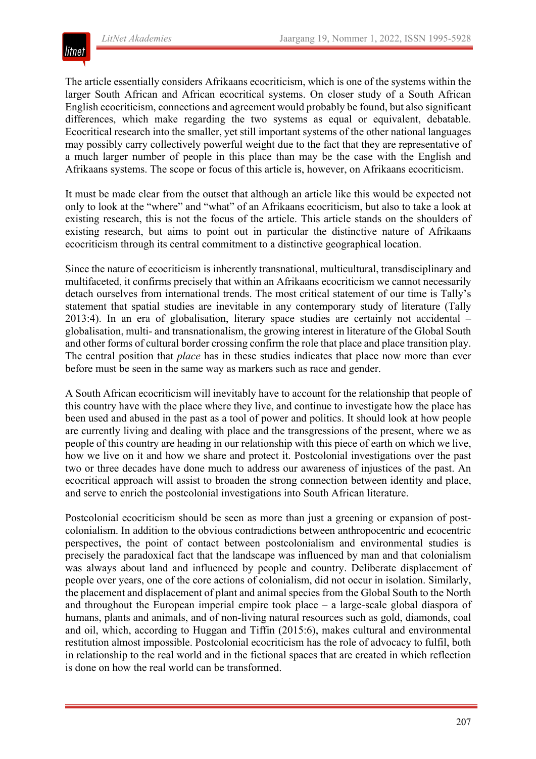The article essentially considers Afrikaans ecocriticism, which is one of the systems within the larger South African and African ecocritical systems. On closer study of a South African English ecocriticism, connections and agreement would probably be found, but also significant differences, which make regarding the two systems as equal or equivalent, debatable. Ecocritical research into the smaller, yet still important systems of the other national languages may possibly carry collectively powerful weight due to the fact that they are representative of a much larger number of people in this place than may be the case with the English and Afrikaans systems. The scope or focus of this article is, however, on Afrikaans ecocriticism.

It must be made clear from the outset that although an article like this would be expected not only to look at the "where" and "what" of an Afrikaans ecocriticism, but also to take a look at existing research, this is not the focus of the article. This article stands on the shoulders of existing research, but aims to point out in particular the distinctive nature of Afrikaans ecocriticism through its central commitment to a distinctive geographical location.

Since the nature of ecocriticism is inherently transnational, multicultural, transdisciplinary and multifaceted, it confirms precisely that within an Afrikaans ecocriticism we cannot necessarily detach ourselves from international trends. The most critical statement of our time is Tally's statement that spatial studies are inevitable in any contemporary study of literature (Tally 2013:4). In an era of globalisation, literary space studies are certainly not accidental – globalisation, multi- and transnationalism, the growing interest in literature of the Global South and other forms of cultural border crossing confirm the role that place and place transition play. The central position that *place* has in these studies indicates that place now more than ever before must be seen in the same way as markers such as race and gender.

A South African ecocriticism will inevitably have to account for the relationship that people of this country have with the place where they live, and continue to investigate how the place has been used and abused in the past as a tool of power and politics. It should look at how people are currently living and dealing with place and the transgressions of the present, where we as people of this country are heading in our relationship with this piece of earth on which we live, how we live on it and how we share and protect it. Postcolonial investigations over the past two or three decades have done much to address our awareness of injustices of the past. An ecocritical approach will assist to broaden the strong connection between identity and place, and serve to enrich the postcolonial investigations into South African literature.

Postcolonial ecocriticism should be seen as more than just a greening or expansion of post-colonialism. In addition to the obvious contradictions between anthropocentric and ecocentric perspectives, the point of contact between postcolonialism and environmental studies is precisely the paradoxical fact that the landscape was influenced by man and that colonialism was always about land and influenced by people and country. Deliberate displacement of people over years, one of the core actions of colonialism, did not occur in isolation. Similarly, the placement and displacement of plant and animal species from the Global South to the North and throughout the European imperial empire took place – a large-scale global diaspora of humans, plants and animals, and of non-living natural resources such as gold, diamonds, coal and oil, which, according to Huggan and Tiffin (2015:6), makes cultural and environmental restitution almost impossible. Postcolonial ecocriticism has the role of advocacy to fulfil, both in relationship to the real world and in the fictional spaces that are created in which reflection is done on how the real world can be transformed.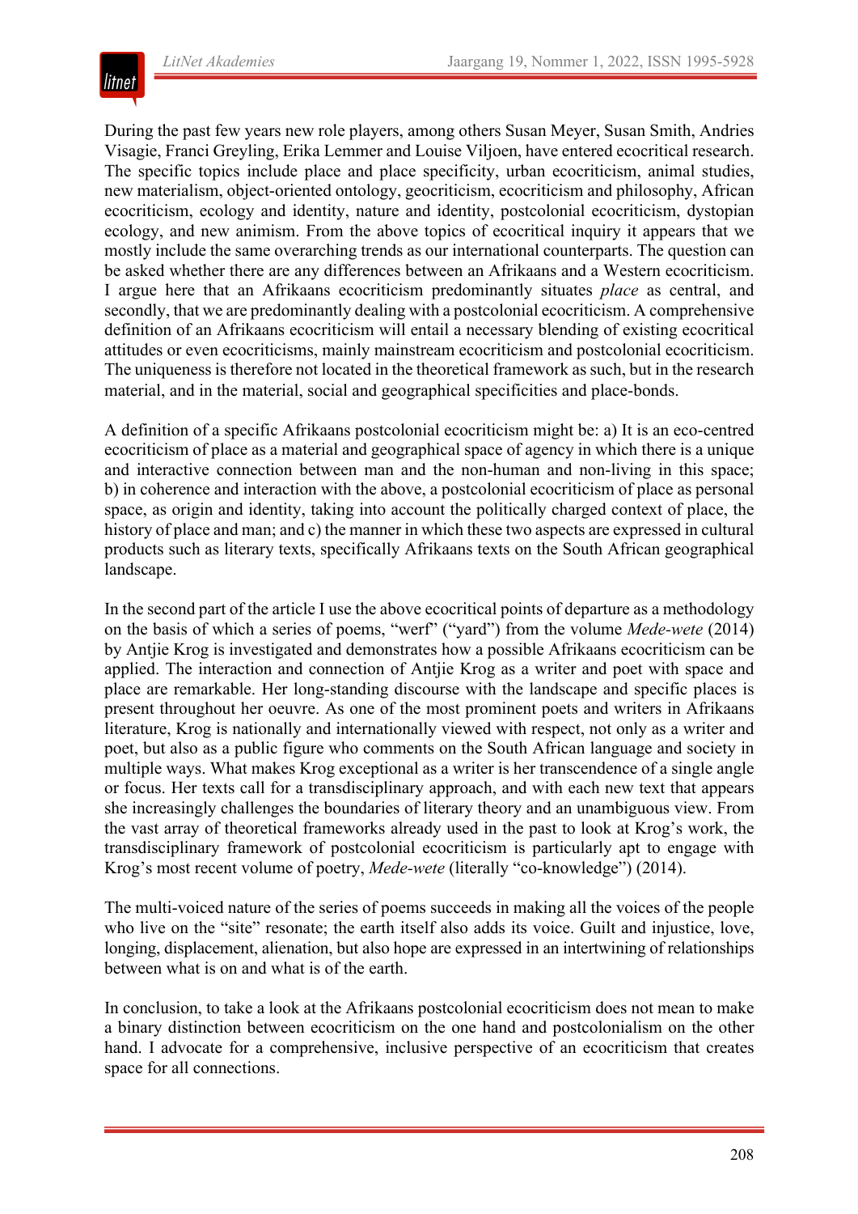During the past few years new role players, among others Susan Meyer, Susan Smith, Andries Visagie, Franci Greyling, Erika Lemmer and Louise Viljoen, have entered ecocritical research. The specific topics include place and place specificity, urban ecocriticism, animal studies, new materialism, object-oriented ontology, geocriticism, ecocriticism and philosophy, African ecocriticism, ecology and identity, nature and identity, postcolonial ecocriticism, dystopian ecology, and new animism. From the above topics of ecocritical inquiry it appears that we mostly include the same overarching trends as our international counterparts. The question can be asked whether there are any differences between an Afrikaans and a Western ecocriticism. I argue here that an Afrikaans ecocriticism predominantly situates *place* as central, and secondly, that we are predominantly dealing with a postcolonial ecocriticism. A comprehensive definition of an Afrikaans ecocriticism will entail a necessary blending of existing ecocritical attitudes or even ecocriticisms, mainly mainstream ecocriticism and postcolonial ecocriticism. The uniqueness is therefore not located in the theoretical framework as such, but in the research material, and in the material, social and geographical specificities and place-bonds.

A definition of a specific Afrikaans postcolonial ecocriticism might be: a) It is an eco-centred ecocriticism of place as a material and geographical space of agency in which there is a unique and interactive connection between man and the non-human and non-living in this space; b) in coherence and interaction with the above, a postcolonial ecocriticism of place as personal space, as origin and identity, taking into account the politically charged context of place, the history of place and man; and c) the manner in which these two aspects are expressed in cultural products such as literary texts, specifically Afrikaans texts on the South African geographical landscape.

In the second part of the article I use the above ecocritical points of departure as a methodology on the basis of which a series of poems, "werf" ("yard") from the volume *Mede-wete* (2014) by Antjie Krog is investigated and demonstrates how a possible Afrikaans ecocriticism can be applied. The interaction and connection of Antjie Krog as a writer and poet with space and place are remarkable. Her long-standing discourse with the landscape and specific places is present throughout her oeuvre. As one of the most prominent poets and writers in Afrikaans literature, Krog is nationally and internationally viewed with respect, not only as a writer and poet, but also as a public figure who comments on the South African language and society in multiple ways. What makes Krog exceptional as a writer is her transcendence of a single angle or focus. Her texts call for a transdisciplinary approach, and with each new text that appears she increasingly challenges the boundaries of literary theory and an unambiguous view. From the vast array of theoretical frameworks already used in the past to look at Krog's work, the transdisciplinary framework of postcolonial ecocriticism is particularly apt to engage with Krog's most recent volume of poetry, *Mede-wete* (literally "co-knowledge") (2014).

The multi-voiced nature of the series of poems succeeds in making all the voices of the people who live on the "site" resonate; the earth itself also adds its voice. Guilt and injustice, love, longing, displacement, alienation, but also hope are expressed in an intertwining of relationships between what is on and what is of the earth.

In conclusion, to take a look at the Afrikaans postcolonial ecocriticism does not mean to make a binary distinction between ecocriticism on the one hand and postcolonialism on the other hand. I advocate for a comprehensive, inclusive perspective of an ecocriticism that creates space for all connections.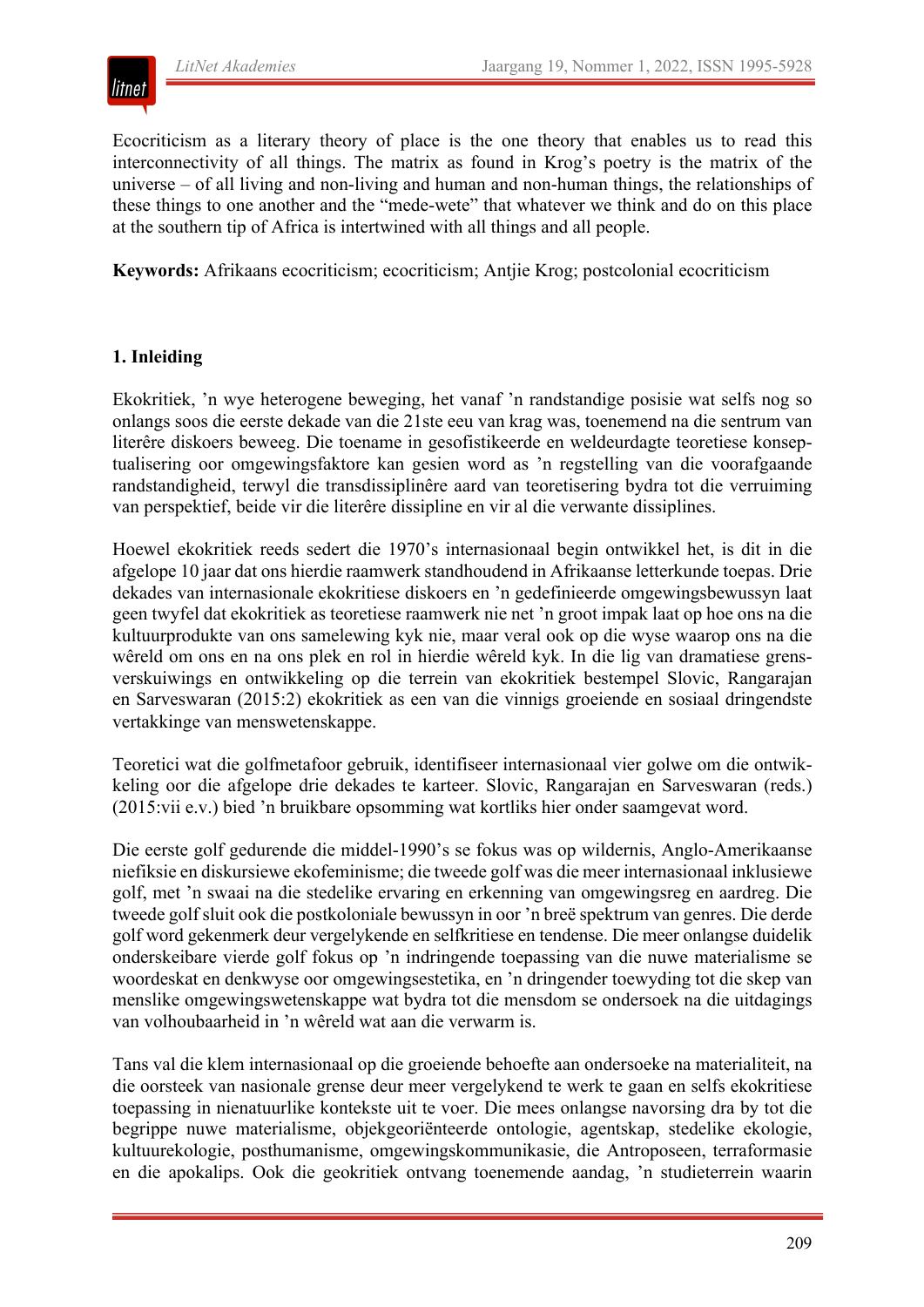Ecocriticism as a literary theory of place is the one theory that enables us to read this interconnectivity of all things. The matrix as found in Krog's poetry is the matrix of the universe – of all living and non-living and human and non-human things, the relationships of these things to one another and the "mede-wete" that whatever we think and do on this place at the southern tip of Africa is intertwined with all things and all people.

**Keywords:** Afrikaans ecocriticism; ecocriticism; Antjie Krog; postcolonial ecocriticism

## 1. Inleiding

Ekokritiek, 'n wye heterogene beweging, het vanaf 'n randstandige posisie wat selfs nog so onlangs soos die eerste dekade van die 21ste eeu van krag was, toenemend na die sentrum van literêre diskoers beweeg. Die toename in gesofistikeerde en weldeurdagte teoretiese konseptualisering oor omgewingsfaktore kan gesien word as 'n regstelling van die voorafgaande randstandigheid, terwyl die transdissiplinêre aard van teoretisering bydra tot die verruiming van perspektief, beide vir die literêre dissipline en vir al die verwante dissiplines.

Hoewel ekokritiek reeds sedert die 1970's internasionaal begin ontwikkel het, is dit in die afgelope 10 jaar dat ons hierdie raamwerk standhoudend in Afrikaanse letterkunde toepas. Drie dekades van internasionale ekokritiese diskoers en 'n gedefinieerde omgewingsbewussyn laat geen twyfel dat ekokritiek as teoretiese raamwerk nie net 'n groot impak laat op hoe ons na die kultuurprodukte van ons samelewing kyk nie, maar veral ook op die wyse waarop ons na die wêreld om ons en na ons plek en rol in hierdie wêreld kyk. In die lig van dramatiese grensverskuiwings en ontwikkeling op die terrein van ekokritiek bestempel Slovic, Rangarajan en Sarveswaran (2015:2) ekokritiek as een van die vinnig groeiende en sosiaal dringendste vertakkinge van menswetenskappe.

Teoretici wat die golfmetafoor gebruik, identifiseer internasionaal vier golwe om die ontwikkeling oor die afgelope drie dekades te karteer. Slovic, Rangarajan en Sarveswaran (reds.) (2015:vii e.v.) bied 'n bruikbare opsomming wat kortliks hier onder saamgevat word.

Die eerste golf gedurende die middel-1990's se fokus was op wildernis, Anglo-Amerikaanse niefiksie en diskursiewe ekofeminisme; die tweede golf was die meer internasionaal inklusiewe golf, met 'n swaai na die stedelike ervaring en erkenning van omgewingsreg en aardreg. Die tweede golf sluit ook die postkoloniale bewussyn in oor 'n breë spektrum van genres. Die derde golf word gekenmerk deur vergelykende en selfkritiese en tendense. Die meer onlangse duidelik onderskeibare vierde golf fokus op 'n indringende toepassing van die nuwe materialisme se woordeskat en denkwyse oor omgewingsestetika, en 'n dringender toewyding tot die skep van menslike omgewingswetenskappe wat bydra tot die mensdom se ondersoek na die uitdagings van volhoubaarheid in 'n wêreld wat aan die verwarm is.

Tans val die klem internasionaal op die groeiende behoefte aan ondersoeke na materialiteit, na die oorsteek van nasionale grense deur meer vergelykend te werk te gaan en selfs ekokritiese toepassing in nienatuurlike kontekste uit te voer. Die mees onlangse navorsing dra by tot die begrippe nuwe materialisme, objekgeoriënteerde ontologie, agentskap, stedelike ekologie, kultuurekologie, posthumanisme, omgewingskommunikasie, die Antroposeen, terraformasie en die apokalips. Ook die geokritiek ontvang toenemende aandag, 'n studieterrein waarin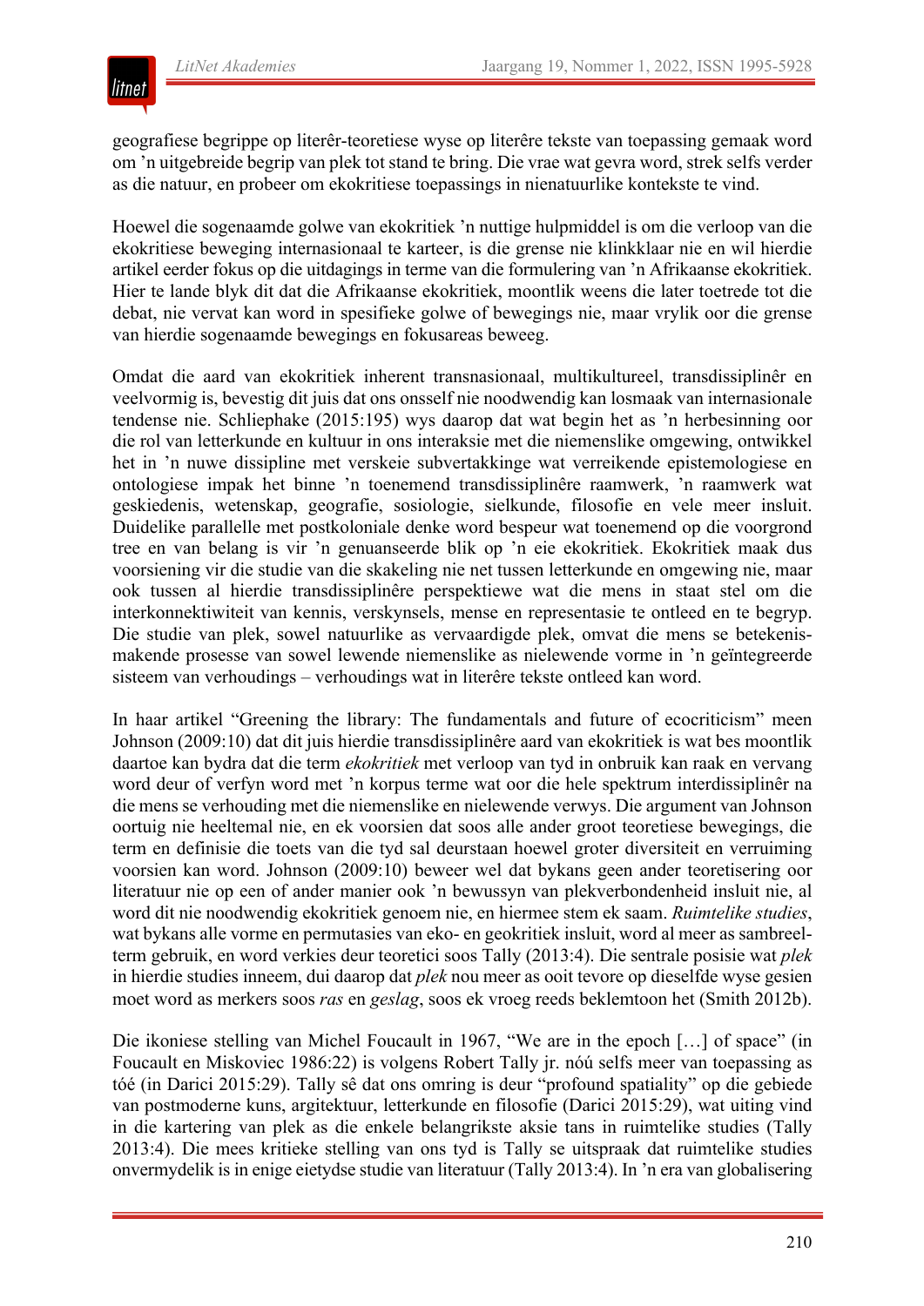geografiese begrippe op literêr-teoretiese wyse op literêre tekste van toepassing gemaak word om ’n uitgebreide begrip van plek tot stand te bring. Die vrae wat gevra word, strek selfs verder as die natuur, en probeer om ekokritiese toepassings in nienatuurlike kontekste te vind.

Hoewel die sogenaamde golwe van ekokritiek ’n nuttige hulpmiddel is om die verloop van die ekokritiese beweging internasionaal te karteer, is die grense nie klinkklaar nie en wil hierdie artikel eerder fokus op die uitdagings in terme van die formulering van ’n Afrikaanse ekokritiek. Hier te lande blyk dit dat die Afrikaanse ekokritiek, moontlik weens die later toetrede tot die debat, nie vervat kan word in spesifieke golwe of bewegings nie, maar vrylik oor die grense van hierdie sogenaamde bewegings en fokusareas beweeg.

Omdat die aard van ekokritiek inherent transnasionaal, multikultureel, transdissiplinêr en veelvormig is, bevestig dit juis dat ons onsself nie noodwendig kan losmaak van internasionale tendense nie. Schliephake (2015:195) wys daarop dat wat begin het as ’n herbesinning oor die rol van letterkunde en kultuur in ons interaksie met die niemenslike omgewing, ontwikkel het in ’n nuwe dissipline met verskeie subvertakkinge wat verreikende epistemologiese en ontologiese impak het binne ’n toenemend transdissiplinêre raamwerk, ’n raamwerk wat geskiedenis, wetenskap, geografie, sosiologie, sielkunde, filosofie en vele meer insluit. Duidelike parallelle met postkoloniale denke word bespeur wat toenemend op die voorgrond tree en van belang is vir ’n genuanseerde blik op ’n eie ekokritiek. Ekokritiek maak dus voorsiening vir die studie van die skakeling nie net tussen letterkunde en omgewing nie, maar ook tussen al hierdie transdissiplinêre perspektiewe wat die mens in staat stel om die interkonnektiwiteit van kennis, verskynsels, mense en representasie te ontleed en te begryp. Die studie van plek, sowel natuurlike as vervaardigde plek, omvat die mens se betekenismakende prosesse van sowel lewende niemenslike as nielewende vorme in ’n geïntegreerde sisteem van verhoudings – verhoudings wat in literêre tekste ontleed kan word.

In haar artikel “Greening the library: The fundamentals and future of ecocriticism” meen Johnson (2009:10) dat dit juis hierdie transdissiplinêre aard van ekokritiek is wat bes moontlik daartoe kan bydra dat die term *ekokritiek* met verloop van tyd in onbruik kan raak en vervang word deur of verfyn word met ’n korpus terme wat oor die hele spektrum interdissiplinêr na die mens se verhouding met die niemenslike en nielewende verwys. Die argument van Johnson oortuig nie heeltemal nie, en ek voorsien dat soos alle ander groot teoretiese bewegings, die term en definisie die toets van die tyd sal deurstaan hoewel groter diversiteit en verruiming voorsien kan word. Johnson (2009:10) beweer wel dat bykans geen ander teoretisering oor literatuur nie op een of ander manier ook ’n bewussyn van plekverbondenheid insluit nie, al word dit nie noodwendig ekokritiek genoem nie, en hiermee stem ek saam. *Ruimtelike studies*, wat bykans alle vorme en permutasies van eko- en geokritiek insluit, word al meer as sambreelterm gebruik, en word verkies deur teoretici soos Tally (2013:4). Die sentrale posisie wat *plek* in hierdie studies inneem, dui daarop dat *plek* nou meer as ooit tevore op dieselfde wyse gesien moet word as merkers soos *ras* en *geslag*, soos ek vroeg reeds beklemtoon het (Smith 2012b).

Die ikoniese stelling van Michel Foucault in 1967, “We are in the epoch […] of space” (in Foucault en Miskoviec 1986:22) is volgens Robert Tally jr. nóú selfs meer van toepassing as tóé (in Darici 2015:29). Tally sê dat ons omring is deur “profound spatiality” op die gebiede van postmoderne kuns, argitektuur, letterkunde en filosofie (Darici 2015:29), wat uiting vind in die kartering van plek as die enkele belangrikste aksie tans in ruimtelike studies (Tally 2013:4). Die mees kritieke stelling van ons tyd is Tally se uitspraak dat ruimtelike studies onvermydelik is in enige eietydse studie van literatuur (Tally 2013:4). In ’n era van globalisering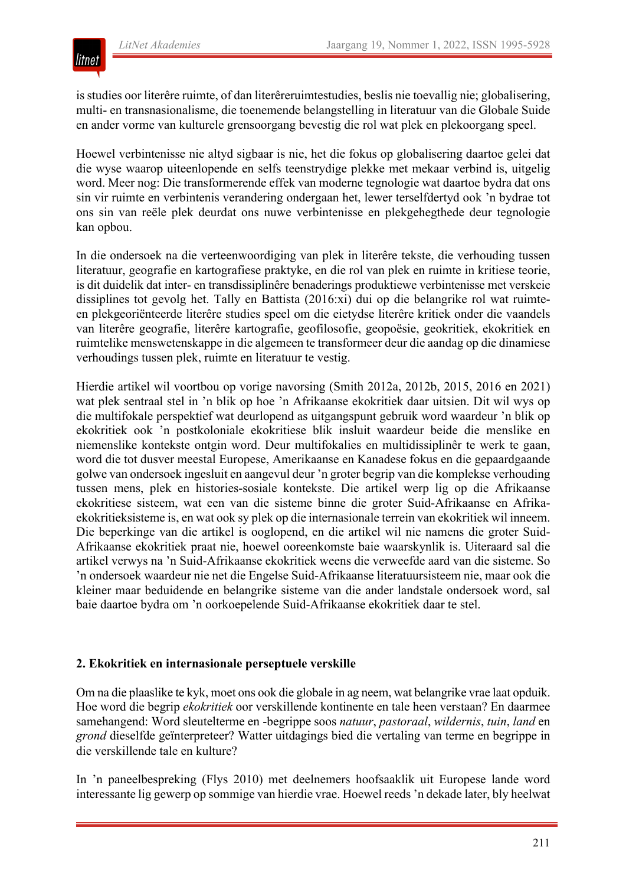is studies oor literêre ruimte, of dan literêreruimtestudies, beslis nie toevallig nie; globalisering, multi- en transnasionalisme, die toenemende belangstelling in literatuur van die Globale Suide en ander vorme van kulturele grensoorgang bevestig die rol wat plek en plekoorgang speel.

Hoewel verbintenisse nie altyd sigbaar is nie, het die fokus op globalisering daartoe gelei dat die wyse waarop uiteenlopende en selfs teenstrydige plekke met mekaar verbind is, uitgelig word. Meer nog: Die transformerende effek van moderne tegnologie wat daartoe bydra dat ons sin vir ruimte en verbintenis verandering ondergaan het, lewer terselfdertyd ook ’n bydrae tot ons sin van reële plek deurdat ons nuwe verbintenisse en plekgehegthede deur tegnologie kan opbou.

In die ondersoek na die verteenwoordiging van plek in literêre tekste, die verhouding tussen literatuur, geografie en kartografiese praktyke, en die rol van plek en ruimte in kritiese teorie, is dit duidelik dat inter- en transdissiplinêre benaderings produktiewe verbintenisse met verskeie dissiplines tot gevolg het. Tally en Battista (2016:xi) dui op die belangrike rol wat ruimte- en plekgeoriënteerde literêre studies speel om die eietydse literêre kritiek onder die vaandels van literêre geografie, literêre kartografie, geofilosofie, geopoësie, geokritiek, ekokritiek en ruimtelike menswetenskappe in die algemeen te transformeer deur die aandag op die dinamiese verhoudings tussen plek, ruimte en literatuur te vestig.

Hierdie artikel wil voortbou op vorige navorsing (Smith 2012a, 2012b, 2015, 2016 en 2021) wat plek sentraal stel in ’n blik op hoe ’n Afrikaanse ekokritiek daar uitsien. Dit wil wys op die multifokale perspektief wat deurlopend as uitgangspunt gebruik word waardeur ’n blik op ekokritiek ook ’n postkoloniale ekokritiese blik insluit waardeur beide die menslike en niemenslike kontekste ontgin word. Deur multifokalies en multidissiplinêr te werk te gaan, word die tot dusver meestal Europese, Amerikaanse en Kanadese fokus en die gepaardgaande golwe van ondersoek ingesluit en aangevul deur ’n groter begrip van die komplekse verhouding tussen mens, plek en histories-sosiale kontekste. Die artikel werp lig op die Afrikaanse ekokritiese sisteem, wat een van die sisteme binne die groter Suid-Afrikaanse en Afrika-ekokritieksisteme is, en wat ook sy plek op die internasionale terrein van ekokritiek wil inneem. Die beperkinge van die artikel is ooglopend, en die artikel wil nie namens die groter Suid-Afrikaanse ekokritiek praat nie, hoewel ooreenkomste baie waarskynlik is. Uiteraard sal die artikel verwys na ’n Suid-Afrikaanse ekokritiek weens die verweefde aard van die sisteme. So ’n ondersoek waardeur nie net die Engelse Suid-Afrikaanse literatuursisteem nie, maar ook die kleiner maar beduidende en belangrike sisteme van die ander landstale ondersoek word, sal baie daartoe bydra om ’n oorkoepelende Suid-Afrikaanse ekokritiek daar te stel.

## 2. Ekokritiek en internasionale perseptuele verskille

Om na die plaaslike te kyk, moet ons ook die globale in ag neem, wat belangrike vrae laat opduik. Hoe word die begrip *ekokritiek* oor verskillende kontinente en tale heen verstaan? En daarmee samehangend: Word sleutelterme en -begrippe soos *natuur*, *pastoraal*, *wildernis*, *tuin*, *land* en *grond* dieselfde geïnterpreteer? Watter uitdagings bied die vertaling van terme en begrippe in die verskillende tale en kulture?

In ’n paneelbespreking (Flys 2010) met deelnemers hoofsaaklik uit Europese lande word interessante lig gewerp op sommige van hierdie vrae. Hoewel reeds ’n dekade later, bly heelwat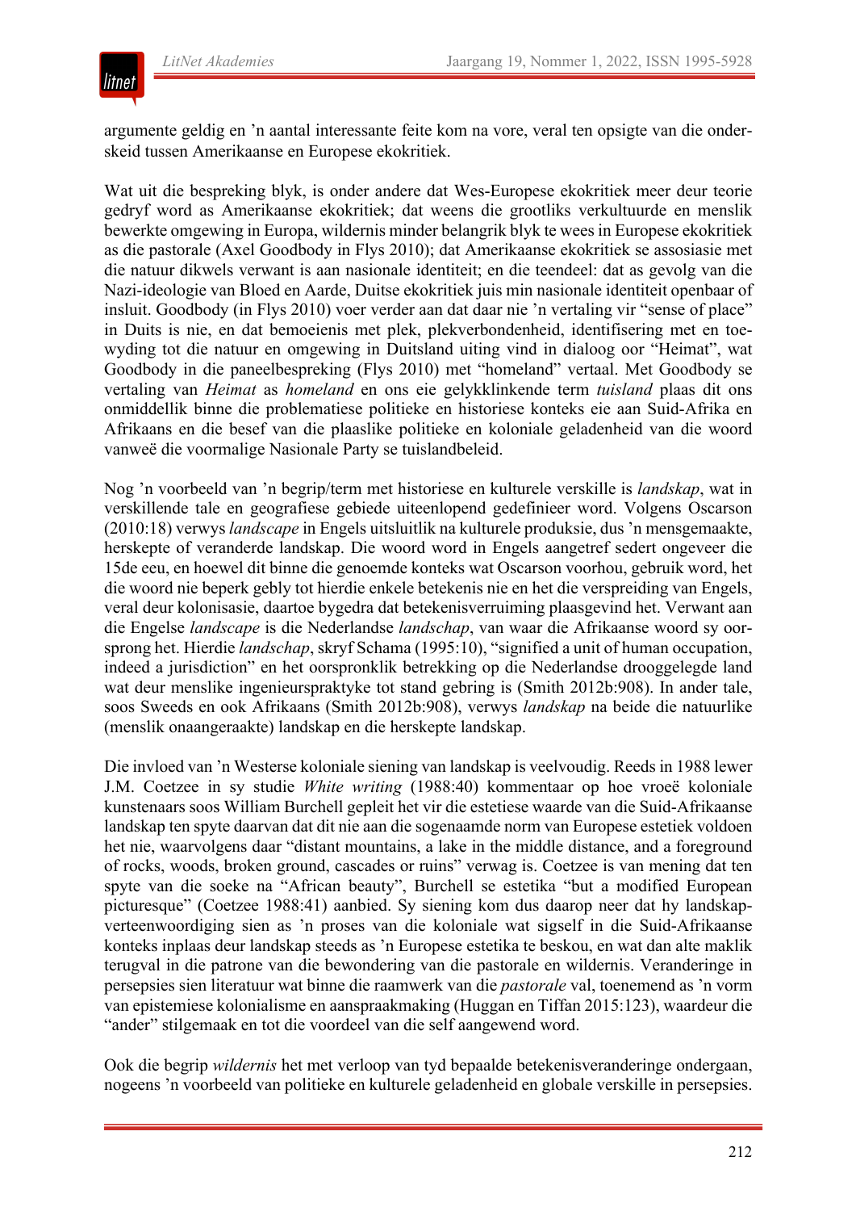argumente geldig en ’n aantal interessante feite kom na vore, veral ten opsigte van die onderskeid tussen Amerikaanse en Europese ekokritiek.

Wat uit die bespreking blyk, is onder andere dat Wes-Europese ekokritiek meer deur teorie gedryf word as Amerikaanse ekokritiek; dat weens die grootliks verkultuurde en menslik bewerkte omgewing in Europa, wildernis minder belangrik blyk te wees in Europese ekokritiek as die pastorale (Axel Goodbody in Flys 2010); dat Amerikaanse ekokritiek se assosiasie met die natuur dikwels verwant is aan nasionale identiteit; en die teendeel: dat as gevolg van die Nazi-ideologie van Bloed en Aarde, Duitse ekokritiek juis min nasionale identiteit openbaar of insluit. Goodbody (in Flys 2010) voer verder aan dat daar nie ’n vertaling vir “sense of place” in Duits is nie, en dat bemoeienis met plek, plekverbondenheid, identifisering met en toewyding tot die natuur en omgewing in Duitsland uiting vind in dialoog oor “Heimat”, wat Goodbody in die paneelbespreking (Flys 2010) met “homeland” vertaal. Met Goodbody se vertaling van *Heimat* as *homeland* en ons eie gelykklinkende term *tuisland* plaas dit ons onmiddellik binne die problematiese politieke en historiese konteks eie aan Suid-Afrika en Afrikaans en die besef van die plaaslike politieke en koloniale geladenheid van die woord vanweë die voormalige Nasionale Party se tuislandbeleid.

Nog ’n voorbeeld van ’n begrip/term met historiese en kulturele verskille is *landskap*, wat in verskillende tale en geografiese gebiede uiteenlopend gedefinieer word. Volgens Oscarson (2010:18) verwys *landscape* in Engels uitsluitlik na kulturele produksie, dus ’n mensgemaakte, herskepte of veranderde landskap. Die woord word in Engels aangetref sedert ongeveer die 15de eeu, en hoewel dit binne die genoemde konteks wat Oscarson voorhou, gebruik word, het die woord nie beperk gebly tot hierdie enkele betekenis nie en het die verspreiding van Engels, veral deur kolonisasie, daartoe bygedra dat betekenisverruiming plaasgevind het. Verwant aan die Engelse *landscape* is die Nederlandse *landschap*, van waar die Afrikaanse woord sy oorsprong het. Hierdie *landschap*, skryf Schama (1995:10), “signified a unit of human occupation, indeed a jurisdiction” en het oorspronklik betrekking op die Nederlandse drooggelegde land wat deur menslike ingenieurspraktyke tot stand gebring is (Smith 2012b:908). In ander tale, soos Sweeds en ook Afrikaans (Smith 2012b:908), verwys *landskap* na beide die natuurlike (menslik onaangeraakte) landskap en die herskepte landskap.

Die invloed van ’n Westerse koloniale siening van landskap is veelvoudig. Reeds in 1988 lewer J.M. Coetzee in sy studie *White writing* (1988:40) kommentaar op hoe vroeë koloniale kunstenaars soos William Burchell gepleit het vir die estetiese waarde van die Suid-Afrikaanse landskap ten spyte daarvan dat dit nie aan die sogenaamde norm van Europese estetiek voldoen het nie, waarvolgens daar “distant mountains, a lake in the middle distance, and a foreground of rocks, woods, broken ground, cascades or ruins” verwag is. Coetzee is van mening dat ten spyte van die soeke na “African beauty”, Burchell se estetika “but a modified European picturesque” (Coetzee 1988:41) aanbied. Sy siening kom dus daarop neer dat hy landskapverteenwoordiging sien as ’n proses van die koloniale wat sigself in die Suid-Afrikaanse konteks inplaas deur landskap steeds as ’n Europese estetika te beskou, en wat dan alte maklik terugval in die patrone van die bewondering van die pastorale en wildernis. Veranderinge in persepsies sien literatuur wat binne die raamwerk van die *pastorale* val, toenemend as ’n vorm van epistemiese kolonialisme en aanspraakmaking (Huggan en Tiffan 2015:123), waardeur die “ander” stilgemaak en tot die voordeel van die self aangewend word.

Ook die begrip *wildernis* het met verloop van tyd bepaalde betekenisveranderinge ondergaan, nogeens ’n voorbeeld van politieke en kulturele geladenheid en globale verskille in persepsies.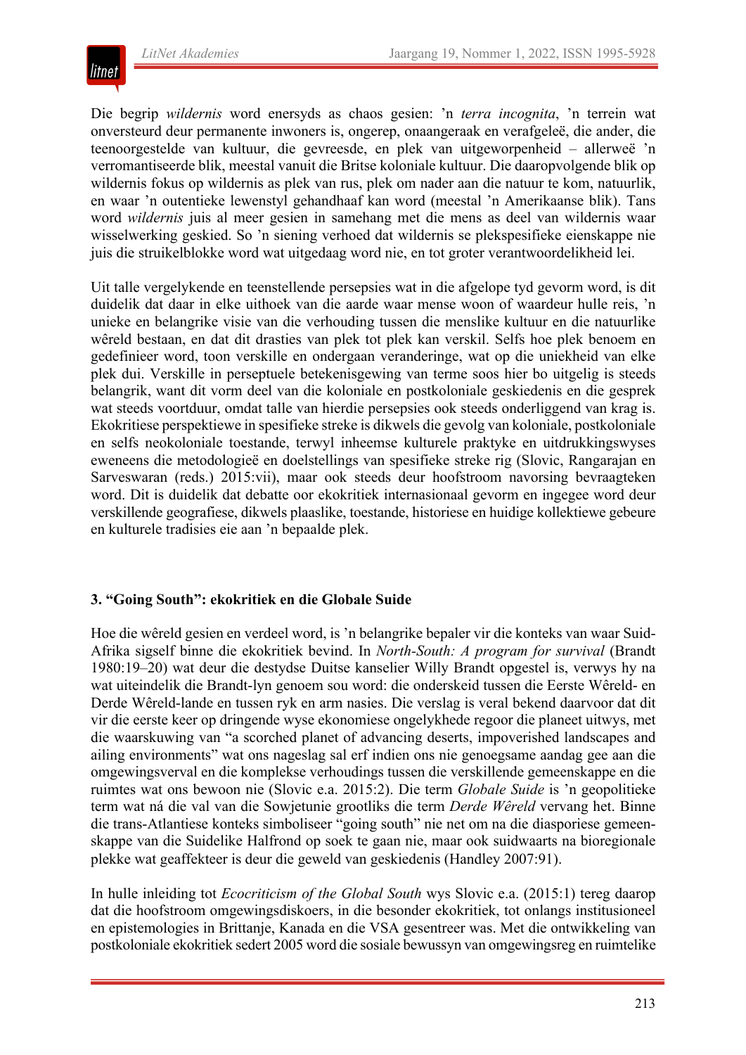Die begrip *wildernis* word enersyds as chaos gesien: ’n *terra incognita*, ’n terrein wat onversteurd deur permanente inwoners is, ongerep, onaangeraak en verafgeleë, die ander, die teenoorgestelde van kultuur, die gevreesde, en plek van uitgeworpenheid – allerweë ’n verromantiseerde blik, meestal vanuit die Britse koloniale kultuur. Die daaropvolgende blik op wildernis fokus op wildernis as plek van rus, plek om nader aan die natuur te kom, natuurlik, en waar ’n outentieke lewenstyl gehandhaaf kan word (meestal ’n Amerikaanse blik). Tans word *wildernis* juis al meer gesien in samehang met die mens as deel van wildernis waar wisselwerking geskied. So ’n siening verhoed dat wildernis se plekspesifieke eienskappe nie juis die struikelblokke word wat uitgedaag word nie, en tot groter verantwoordelikheid lei.

Uit talle vergelykende en teenstellende persepsies wat in die afgelope tyd gevorm word, is dit duidelik dat daar in elke uithoek van die aarde waar mense woon of waardeur hulle reis, ’n unieke en belangrike visie van die verhouding tussen die menslike kultuur en die natuurlike wêreld bestaan, en dat dit drasties van plek tot plek kan verskil. Selfs hoe plek benoem en gedefinieer word, toon verskille en ondergaan veranderinge, wat op die uniekheid van elke plek dui. Verskille in perseptuele betekenisgewing van terme soos hier bo uitgelig is steeds belangrik, want dit vorm deel van die koloniale en postkoloniale geskiedenis en die gesprek wat steeds voortduur, omdat talle van hierdie persepsies ook steeds onderliggend van krag is. Ekokritiese perspektiewe in spesifieke streke is dikwels die gevolg van koloniale, postkoloniale en selfs neokoloniale toestande, terwyl inheemse kulturele praktyke en uitdrukkingswyses eweneens die metodologieë en doelstellings van spesifieke streke rig (Slovic, Rangarajan en Sarveswaran (reds.) 2015:vii), maar ook steeds deur hoofstroom navorsing bevraagteken word. Dit is duidelik dat debatte oor ekokritiek internasionaal gevorm en ingegee word deur verskillende geografiese, dikwels plaaslike, toestande, historiese en huidige kollektiewe gebeure en kulturele tradisies eie aan ’n bepaalde plek.

### 3. “Going South”: ekokritiek en die Globale Suide

Hoe die wêreld gesien en verdeel word, is ’n belangrike bepaler vir die konteks van waar Suid-Afrika sigself binne die ekokritiek bevind. In *North-South: A program for survival* (Brandt 1980:19–20) wat deur die destydse Duitse kanselier Willy Brandt opgestel is, verwys hy na wat uiteindelik die Brandt-lyn genoem sou word: die onderskeid tussen die Eerste Wêreld- en Derde Wêreld-lande en tussen ryk en arm nasies. Die verslag is veral bekend daarvoor dat dit vir die eerste keer op dringende wyse ekonomiese ongelykhede regoor die planeet uitwys, met die waarskuwing van “a scorched planet of advancing deserts, impoverished landscapes and ailing environments” wat ons nageslag sal erf indien ons nie genoegsame aandag gee aan die omgewingsverval en die komplekse verhoudings tussen die verskillende gemeenskappe en die ruimtes wat ons bewoon nie (Slovic e.a. 2015:2). Die term *Globale Suide* is ’n geopolitieke term wat ná die val van die Sowjetunie grootliks die term *Derde Wêreld* vervang het. Binne die trans-Atlantiese konteks simboliseer “going south” nie net om na die diasporiese gemeenskappe van die Suidelike Halfrond op soek te gaan nie, maar ook suidwaarts na bioregionale plekke wat geaffekteer is deur die geweld van geskiedenis (Handley 2007:91).

In hulle inleiding tot *Ecocriticism of the Global South* wys Slovic e.a. (2015:1) tereg daarop dat die hoofstroom omgewingsdiskoers, in die besonder ekokritiek, tot onlangs institusioneel en epistemologies in Brittanje, Kanada en die VSA gesentreer was. Met die ontwikkeling van postkoloniale ekokritiek sedert 2005 word die sosiale bewussyn van omgewingsreg en ruimtelike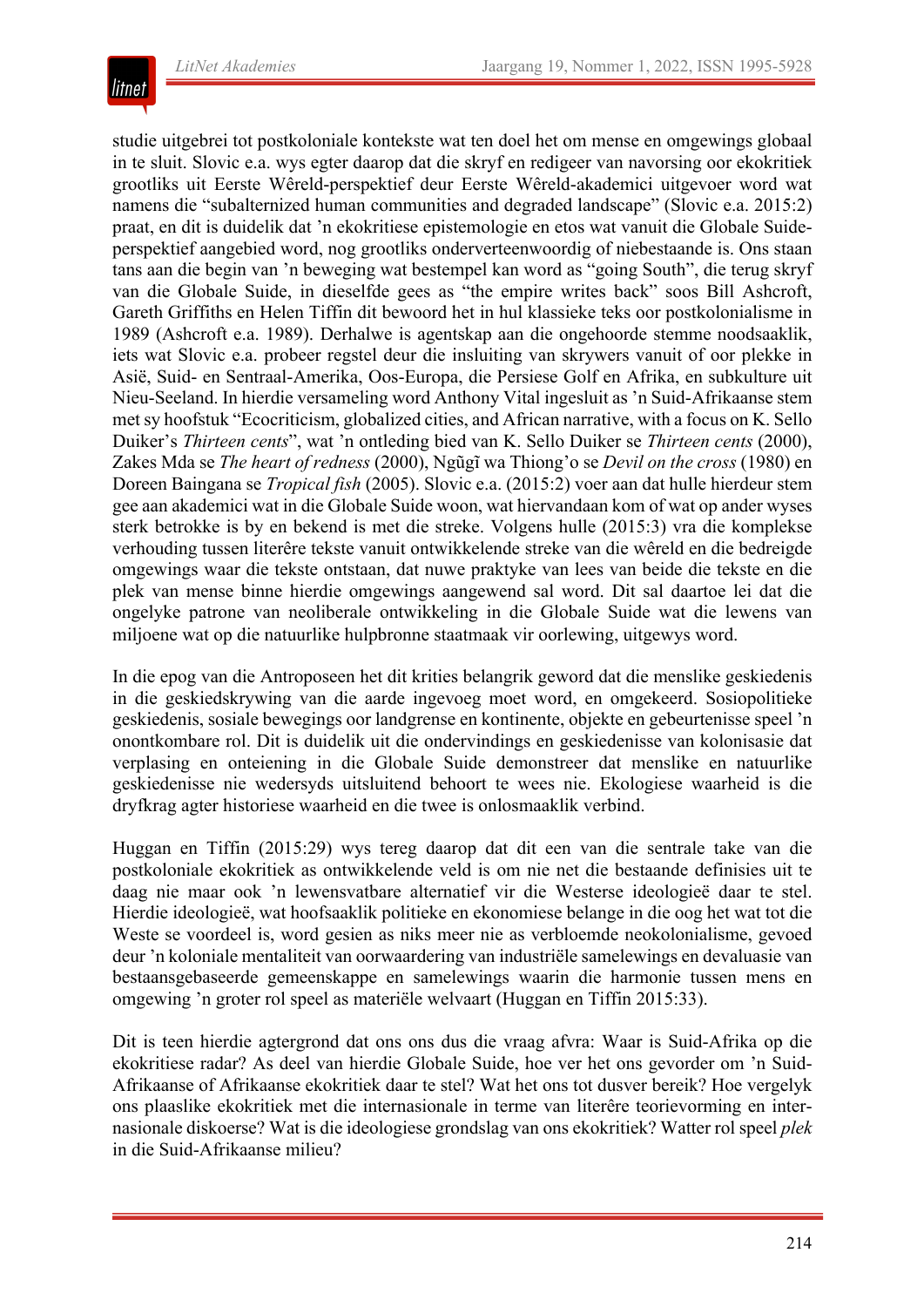studie uitgebrei tot postkoloniale kontekste wat ten doel het om mense en omgewings globaal in te sluit. Slovic e.a. wys egter daarop dat die skryf en redigeer van navorsing oor ekokritiek grootliks uit Eerste Wêreld-perspektief deur Eerste Wêreld-akademici uitgevoer word wat namens die "subalternized human communities and degraded landscape" (Slovic e.a. 2015:2) praat, en dit is duidelik dat 'n ekokritiese epistemologie en etos wat vanuit die Globale Suide-perspektief aangebied word, nog grootliks onderverteenwoordig of niebestaande is. Ons staan tans aan die begin van 'n beweging wat bestempel kan word as "going South", die terug skryf van die Globale Suide, in dieselfde gees as "the empire writes back" soos Bill Ashcroft, Gareth Griffiths en Helen Tiffin dit bewoord het in hul klassieke teks oor postkolonialisme in 1989 (Ashcroft e.a. 1989). Derhalwe is agentskap aan die ongehoorde stemme noodsaaklik, iets wat Slovic e.a. probeer regstel deur die insluiting van skrywers vanuit of oor plekke in Asië, Suid- en Sentraal-Amerika, Oos-Europa, die Persiese Golf en Afrika, en subkulture uit Nieu-Seeland. In hierdie versameling word Anthony Vital ingesluit as 'n Suid-Afrikaanse stem met sy hoofstuk "Ecocriticism, globalized cities, and African narrative, with a focus on K. Sello Duiker's *Thirteen cents*", wat 'n ontleding bied van K. Sello Duiker se *Thirteen cents* (2000), Zakes Mda se *The heart of redness* (2000), Ngũgĩ wa Thiong'o se *Devil on the cross* (1980) en Doreen Baingana se *Tropical fish* (2005). Slovic e.a. (2015:2) voer aan dat hulle hierdeur stem gee aan akademici wat in die Globale Suide woon, wat hiervandaan kom of wat op ander wyses sterk betrokke is by en bekend is met die streke. Volgens hulle (2015:3) vra die komplekse verhouding tussen literêre tekste vanuit ontwikkelende streke van die wêreld en die bedreigde omgewings waar die tekste ontstaan, dat nuwe praktyke van lees van beide die tekste en die plek van mense binne hierdie omgewings aangewend sal word. Dit sal daartoe lei dat die ongelyke patrone van neoliberale ontwikkeling in die Globale Suide wat die lewens van miljoene wat op die natuurlike hulpbronne staatmaak vir oorlewing, uitgewys word.

In die epog van die Antroposeen het dit krities belangrik geword dat die menslike geskiedenis in die geskiedskrywing van die aarde ingevoeg moet word, en omgekeerd. Sosiopolitieke geskiedenis, sosiale bewegings oor landgrense en kontinente, objekte en gebeurtenisse speel 'n onontkombare rol. Dit is duidelik uit die ondervindings en geskiedenisse van kolonisasie dat verplasing en onteiening in die Globale Suide demonstreer dat menslike en natuurlike geskiedenisse nie wedersyds uitsluitend behoort te wees nie. Ekologiese waarheid is die dryfkrag agter historiese waarheid en die twee is onlosmaaklik verbind.

Huggan en Tiffin (2015:29) wys tereg daarop dat dit een van die sentrale take van die postkoloniale ekokritiek as ontwikkelende veld is om nie net die bestaande definisies uit te daag nie maar ook 'n lewensvatbare alternatief vir die Westerse ideologieë daar te stel. Hierdie ideologieë, wat hoofsaaklik politieke en ekonomiese belange in die oog het wat tot die Weste se voordeel is, word gesien as niks meer nie as verbloemde neokolonialisme, gevoed deur 'n koloniale mentaliteit van oorwaardering van industriële samelewings en devaluasie van bestaansgebaseerde gemeenskappe en samelewings waarin die harmonie tussen mens en omgewing 'n groter rol speel as materiële welvaart (Huggan en Tiffin 2015:33).

Dit is teen hierdie agtergrond dat ons ons dus die vraag afvra: Waar is Suid-Afrika op die ekokritiese radar? As deel van hierdie Globale Suide, hoe ver het ons gevorder om 'n Suid-Afrikaanse of Afrikaanse ekokritiek daar te stel? Wat het ons tot dusver bereik? Hoe vergelyk ons plaaslike ekokritiek met die internasionale in terme van literêre teorievorming en internasionale diskoerse? Wat is die ideologiese grondslag van ons ekokritiek? Watter rol speel *plek* in die Suid-Afrikaanse milieu?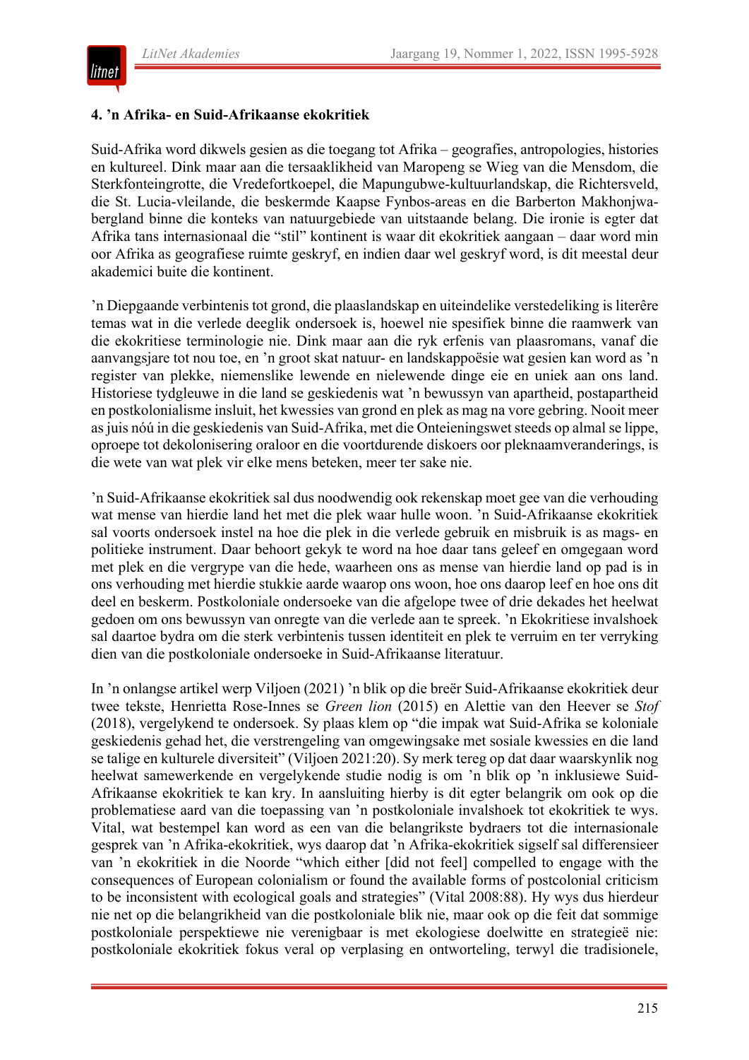## 4. ’n Afrika- en Suid-Afrikaanse ekokritiek

Suid-Afrika word dikwels gesien as die toegang tot Afrika – geografies, antropologies, histories en kultureel. Dink maar aan die tersaaklikheid van Maropeng se Wieg van die Mensdom, die Sterkfonteingrotte, die Vredefortkoepel, die Mapungubwe-kultuurlandskap, die Richtersveld, die St. Lucia-vleilande, die beskermde Kaapse Fynbos-areas en die Barberton Makhonjwa-bergland binne die konteks van natuurgebiede van uitstaande belang. Die ironie is egter dat Afrika tans internasionaal die “stil” kontinent is waar dit ekokritiek aangaan – daar word min oor Afrika as geografiese ruimte geskryf, en indien daar wel geskryf word, is dit meestal deur akademici buite die kontinent.

’n Diepgaande verbintenis tot grond, die plaaslandskap en uiteindelike verstedeliking is literêre temas wat in die verlede deeglik ondersoek is, hoewel nie spesifiek binne die raamwerk van die ekokritiese terminologie nie. Dink maar aan die ryk erfenis van plaasromans, vanaf die aanvangsjare tot nou toe, en ’n groot skat natuur- en landskappoësie wat gesien kan word as ’n register van plekke, niemenslike lewende en nielewende dinge eie en uniek aan ons land. Historiese tydgleuwe in die land se geskiedenis wat ’n bewussyn van apartheid, postapartheid en postkolonialisme insluit, het kwessies van grond en plek as mag na vore gebring. Nooit meer as juis nóú in die geskiedenis van Suid-Afrika, met die Onteieningswet steeds op almal se lippe, oproepe tot dekolonisering oraloor en die voortdurende diskoers oor pleknaamveranderings, is die wete van wat plek vir elke mens beteken, meer ter sake nie.

’n Suid-Afrikaanse ekokritiek sal dus noodwendig ook rekenskap moet gee van die verhouding wat mense van hierdie land het met die plek waar hulle woon. ’n Suid-Afrikaanse ekokritiek sal voorts ondersoek instel na hoe die plek in die verlede gebruik en misbruik is as mags- en politieke instrument. Daar behoort gekyk te word na hoe daar tans geleef en omgegaan word met plek en die vergrype van die hede, waarheen ons as mense van hierdie land op pad is in ons verhouding met hierdie stukkie aarde waarop ons woon, hoe ons daarop leef en hoe ons dit deel en beskerm. Postkoloniale ondersoeke van die afgelope twee of drie dekades het heelwat gedoen om ons bewussyn van onregte van die verlede aan te spreek. ’n Ekokritiese invalshoek sal daartoe bydra om die sterk verbintenis tussen identiteit en plek te verruim en ter verryking dien van die postkoloniale ondersoeke in Suid-Afrikaanse literatuur.

In ’n onlangse artikel werp Viljoen (2021) ’n blik op die breër Suid-Afrikaanse ekokritiek deur twee tekste, Henrietta Rose-Innes se *Green lion* (2015) en Alettie van den Heever se *Stof* (2018), vergelykend te ondersoek. Sy plaas klem op “die impak wat Suid-Afrika se koloniale geskiedenis gehad het, die verstrengeling van omgewingsake met sosiale kwessies en die land se talige en kulturele diversiteit” (Viljoen 2021:20). Sy merk tereg op dat daar waarskynlik nog heelwat samewerkende en vergelykende studie nodig is om ’n blik op ’n inklusiewe Suid-Afrikaanse ekokritiek te kan kry. In aansluiting hierby is dit egter belangrik om ook op die problematiese aard van die toepassing van ’n postkoloniale invalshoek tot ekokritiek te wys. Vital, wat bestempel kan word as een van die belangrikste bydraers tot die internasionale gesprek van ’n Afrika-ekokritiek, wys daarop dat ’n Afrika-ekokritiek sigself sal differensieer van ’n ekokritiek in die Noorde “which either [did not feel] compelled to engage with the consequences of European colonialism or found the available forms of postcolonial criticism to be inconsistent with ecological goals and strategies” (Vital 2008:88). Hy wys dus hierdeur nie net op die belangrikheid van die postkoloniale blik nie, maar ook op die feit dat sommige postkoloniale perspektiewe nie verenigbaar is met ekologiese doelwitte en strategieë nie: postkoloniale ekokritiek fokus veral op verplasing en ontworteling, terwyl die tradisionele,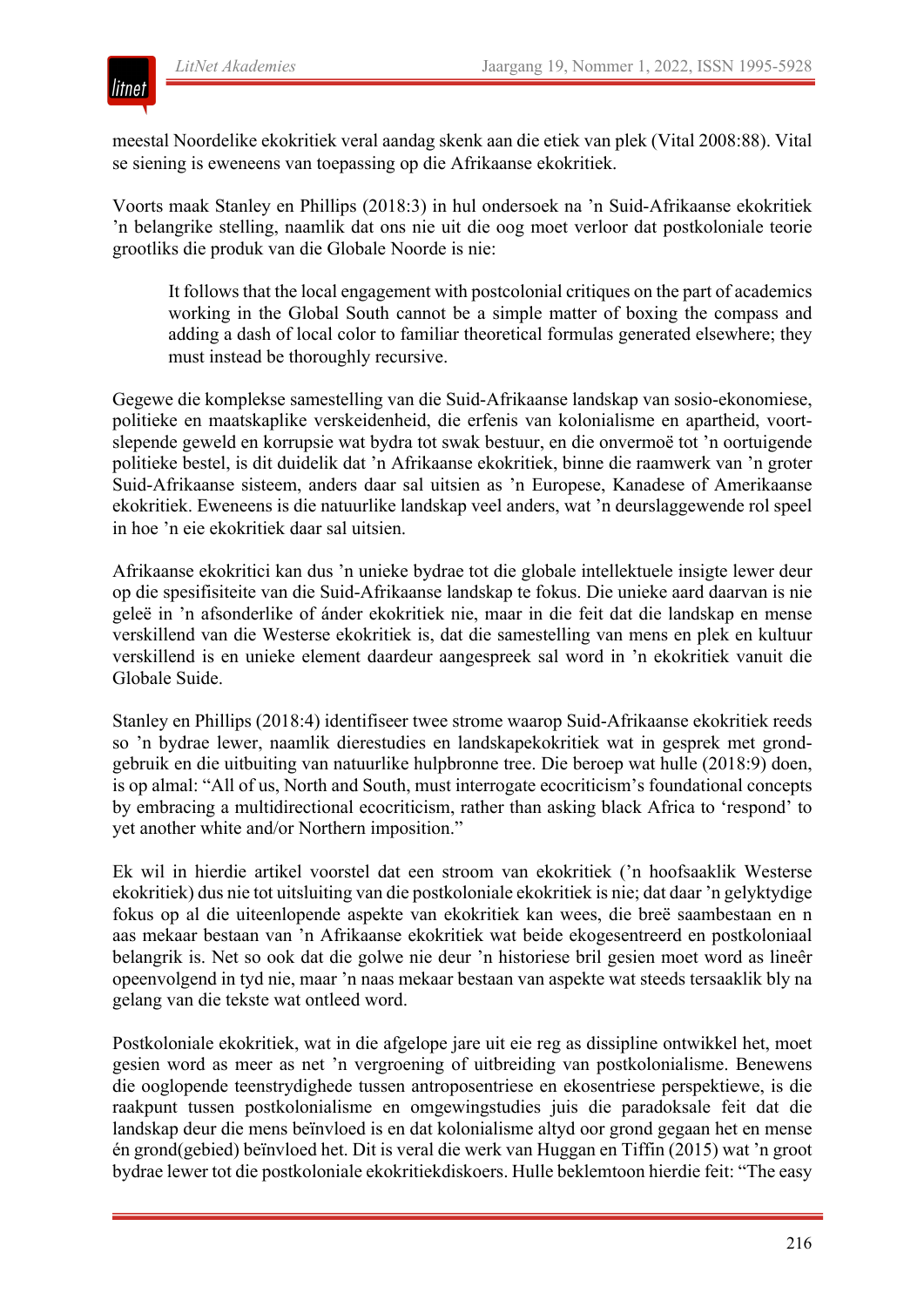meestal Noordelike ekokritiek veral aandag skenk aan die etiek van plek (Vital 2008:88). Vital se siening is eweneens van toepassing op die Afrikaanse ekokritiek.

Voorts maak Stanley en Phillips (2018:3) in hul ondersoek na ’n Suid-Afrikaanse ekokritiek ’n belangrike stelling, naamlik dat ons nie uit die oog moet verloor dat postkoloniale teorie grootliks die produk van die Globale Noorde is nie:

> It follows that the local engagement with postcolonial critiques on the part of academics working in the Global South cannot be a simple matter of boxing the compass and adding a dash of local color to familiar theoretical formulas generated elsewhere; they must instead be thoroughly recursive.

Gegewe die komplekse samestelling van die Suid-Afrikaanse landskap van sosio-ekonomiese, politieke en maatskaplike verskeidenheid, die erfenis van kolonialisme en apartheid, voortslepende geweld en korrupsie wat bydra tot swak bestuur, en die onvermoë tot ’n oortuigende politieke bestel, is dit duidelik dat ’n Afrikaanse ekokritiek, binne die raamwerk van ’n groter Suid-Afrikaanse sisteem, anders daar sal uitsien as ’n Europese, Kanadese of Amerikaanse ekokritiek. Eweneens is die natuurlike landskap veel anders, wat ’n deurslaggewende rol speel in hoe ’n eie ekokritiek daar sal uitsien.

Afrikaanse ekokritici kan dus ’n unieke bydrae tot die globale intellektuele insigte lewer deur op die spesifisiteite van die Suid-Afrikaanse landskap te fokus. Die unieke aard daarvan is nie geleë in ’n afsonderlike of ánder ekokritiek nie, maar in die feit dat die landskap en mense verskillend van die Westerse ekokritiek is, dat die samestelling van mens en plek en kultuur verskillend is en unieke element daardeur aangespreek sal word in ’n ekokritiek vanuit die Globale Suide.

Stanley en Phillips (2018:4) identifiseer twee strome waarop Suid-Afrikaanse ekokritiek reeds so ’n bydrae lewer, naamlik dierestudies en landskapekokritiek wat in gesprek met grondgebruik en die uitbuiting van natuurlike hulpbronne tree. Die beroep wat hulle (2018:9) doen, is op almal: “All of us, North and South, must interrogate ecocriticism’s foundational concepts by embracing a multidirectional ecocriticism, rather than asking black Africa to ‘respond’ to yet another white and/or Northern imposition.”

Ek wil in hierdie artikel voorstel dat een stroom van ekokritiek (’n hoofsaaklik Westerse ekokritiek) dus nie tot uitsluiting van die postkoloniale ekokritiek is nie; dat daar ’n gelyktydige fokus op al die uiteenlopende aspekte van ekokritiek kan wees, die breë saambestaan en n aas mekaar bestaan van ’n Afrikaanse ekokritiek wat beide ekogesentreerd en postkoloniaal belangrik is. Net so ook dat die golwe nie deur ’n historiese bril gesien moet word as lineêr opeenvolgend in tyd nie, maar ’n naas mekaar bestaan van aspekte wat steeds tersaaklik bly na gelang van die tekste wat ontleed word.

Postkoloniale ekokritiek, wat in die afgelope jare uit eie reg as dissipline ontwikkel het, moet gesien word as meer as net ’n vergroening of uitbreiding van postkolonialisme. Benewens die ooglopende teenstrydighede tussen antroposentriese en ekosentriese perspektiewe, is die raakpunt tussen postkolonialisme en omgewingstudies juis die paradoksale feit dat die landskap deur die mens beïnvloed is en dat kolonialisme altyd oor grond gegaan het en mense én grond(gebied) beïnvloed het. Dit is veral die werk van Huggan en Tiffin (2015) wat ’n groot bydrae lewer tot die postkoloniale ekokritiekdiskoers. Hulle beklemtoon hierdie feit: “The easy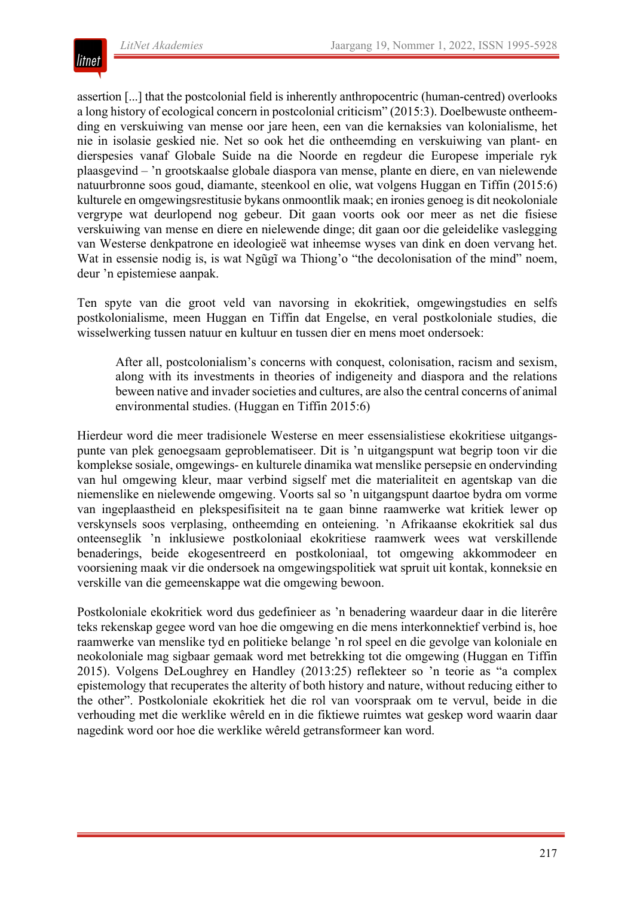assertion [...] that the postcolonial field is inherently anthropocentric (human-centred) overlooks a long history of ecological concern in postcolonial criticism" (2015:3). Doelbewuste ontheemding en verskuiwing van mense oor jare heen, een van die kernaksies van kolonialisme, het nie in isolasie geskied nie. Net so ook het die ontheemding en verskuiwing van plant- en dierspesies vanaf Globale Suide na die Noorde en regdeur die Europese imperiale ryk plaasgevind – 'n grootskaalse globale diaspora van mense, plante en diere, en van nielewende natuurbronne soos goud, diamante, steenkool en olie, wat volgens Huggan en Tiffin (2015:6) kulturele en omgewingsrestitusie bykans onmoontlik maak; en ironies genoeg is dit neokoloniale vergrype wat deurlopend nog gebeur. Dit gaan voorts ook oor meer as net die fisiese verskuiwing van mense en diere en nielewende dinge; dit gaan oor die geleidelike vaslegging van Westerse denkpatrone en ideologieë wat inheemse wyses van dink en doen vervang het. Wat in essensie nodig is, is wat Ngũgĩ wa Thiong'o "the decolonisation of the mind" noem, deur 'n epistemiese aanpak.

Ten spyte van die groot veld van navorsing in ekokritiek, omgewingstudies en selfs postkolonialisme, meen Huggan en Tiffin dat Engelse, en veral postkoloniale studies, die wisselwerking tussen natuur en kultuur en tussen dier en mens moet ondersoek:

> After all, postcolonialism's concerns with conquest, colonisation, racism and sexism, along with its investments in theories of indigeneity and diaspora and the relations beween native and invader societies and cultures, are also the central concerns of animal environmental studies. (Huggan en Tiffin 2015:6)

Hierdeur word die meer tradisionele Westerse en meer essensialistiese ekokritiese uitgangspunte van plek genoegsaam geproblematiseer. Dit is 'n uitgangspunt wat begrip toon vir die komplekse sosiale, omgewings- en kulturele dinamika wat menslike persepsie en ondervinding van hul omgewing kleur, maar verbind sigself met die materialiteit en agentskap van die niemenslike en nielewende omgewing. Voorts sal so 'n uitgangspunt daartoe bydra om vorme van ingeplaastheid en plekspesifisiteit na te gaan binne raamwerke wat kritiek lewer op verskynsels soos verplasing, ontheemding en onteiening. 'n Afrikaanse ekokritiek sal dus onteenseglik 'n inklusiewe postkoloniaal ekokritiese raamwerk wees wat verskillende benaderings, beide ekogesentreerd en postkoloniaal, tot omgewing akkommodeer en voorsiening maak vir die ondersoek na omgewingspolitiek wat spruit uit kontak, konneksie en verskille van die gemeenskappe wat die omgewing bewoon.

Postkoloniale ekokritiek word dus gedefinieer as 'n benadering waardeur daar in die literêre teks rekenskap gegee word van hoe die omgewing en die mens interkonnektief verbind is, hoe raamwerke van menslike tyd en politieke belange 'n rol speel en die gevolge van koloniale en neokoloniale mag sigbaar gemaak word met betrekking tot die omgewing (Huggan en Tiffin 2015). Volgens DeLoughrey en Handley (2013:25) reflekteer so 'n teorie as "a complex epistemology that recuperates the alterity of both history and nature, without reducing either to the other". Postkoloniale ekokritiek het die rol van voorspraak om te vervul, beide in die verhouding met die werklike wêreld en in die fiktiewe ruimtes wat geskep word waarin daar nagedink word oor hoe die werklike wêreld getransformeer kan word.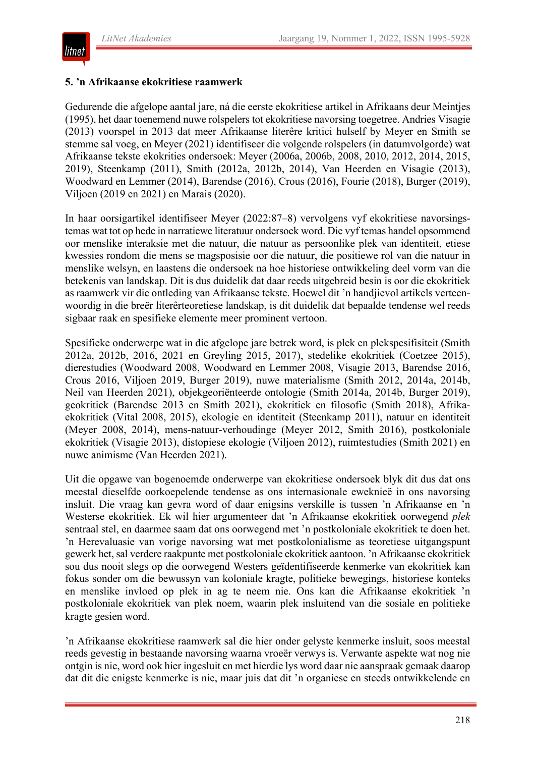## 5. ’n Afrikaanse ekokritiese raamwerk

Gedurende die afgelope aantal jare, ná die eerste ekokritiese artikel in Afrikaans deur Meintjes (1995), het daar toenemend nuwe rolspelers tot ekokritiese navorsing toegetree. Andries Visagie (2013) voorspel in 2013 dat meer Afrikaanse literêre kritici hulself by Meyer en Smith se stemme sal voeg, en Meyer (2021) identifiseer die volgende rolspelers (in datumvolgorde) wat Afrikaanse tekste ekokrities ondersoek: Meyer (2006a, 2006b, 2008, 2010, 2012, 2014, 2015, 2019), Steenkamp (2011), Smith (2012a, 2012b, 2014), Van Heerden en Visagie (2013), Woodward en Lemmer (2014), Barendse (2016), Crous (2016), Fourie (2018), Burger (2019), Viljoen (2019 en 2021) en Marais (2020).

In haar oorsigartikel identifiseer Meyer (2022:87–8) vervolgens vyf ekokritiese navorsingstemas wat tot op hede in narratiewe literatuur ondersoek word. Die vyf temas handel opsommend oor menslike interaksie met die natuur, die natuur as persoonlike plek van identiteit, etiese kwessies rondom die mens se magsposisie oor die natuur, die positiewe rol van die natuur in menslike welsyn, en laastens die ondersoek na hoe historiese ontwikkeling deel vorm van die betekenis van landskap. Dit is dus duidelik dat daar reeds uitgebreid besin is oor die ekokritiek as raamwerk vir die ontleding van Afrikaanse tekste. Hoewel dit ’n handjievol artikels verteenwoordig in die breër literêrteoretiese landskap, is dit duidelik dat bepaalde tendense wel reeds sigbaar raak en spesifieke elemente meer prominent vertoon.

Spesifieke onderwerpe wat in die afgelope jare betrek word, is plek en plekspesifisiteit (Smith 2012a, 2012b, 2016, 2021 en Greyling 2015, 2017), stedelike ekokritiek (Coetzee 2015), dierestudies (Woodward 2008, Woodward en Lemmer 2008, Visagie 2013, Barendse 2016, Crous 2016, Viljoen 2019, Burger 2019), nuwe materialisme (Smith 2012, 2014a, 2014b, Neil van Heerden 2021), objekgeoriënteerde ontologie (Smith 2014a, 2014b, Burger 2019), geokritiek (Barendse 2013 en Smith 2021), ekokritiek en filosofie (Smith 2018), Afrika-ekokritiek (Vital 2008, 2015), ekologie en identiteit (Steenkamp 2011), natuur en identiteit (Meyer 2008, 2014), mens-natuur-verhoudinge (Meyer 2012, Smith 2016), postkoloniale ekokritiek (Visagie 2013), distopiese ekologie (Viljoen 2012), ruimtestudies (Smith 2021) en nuwe animisme (Van Heerden 2021).

Uit die opgawe van bogenoemde onderwerpe van ekokritiese ondersoek blyk dit dus dat ons meestal dieselfde oorkoepelende tendense as ons internasionale eweknieë in ons navorsing insluit. Die vraag kan gevra word of daar enigsins verskille is tussen ’n Afrikaanse en ’n Westerse ekokritiek. Ek wil hier argumenteer dat ’n Afrikaanse ekokritiek oorwegend *plek* sentraal stel, en daarmee saam dat ons oorwegend met ’n postkoloniale ekokritiek te doen het. ’n Herevaluasie van vorige navorsing wat met postkolonialisme as teoretiese uitgangspunt gewerk het, sal verdere raakpunte met postkoloniale ekokritiek aantoon. ’n Afrikaanse ekokritiek sou dus nooit slegs op die oorwegend Westers geïdentifiseerde kenmerke van ekokritiek kan fokus sonder om die bewussyn van koloniale kragte, politieke bewegings, historiese konteks en menslike invloed op plek in ag te neem nie. Ons kan die Afrikaanse ekokritiek ’n postkoloniale ekokritiek van plek noem, waarin plek insluitend van die sosiale en politieke kragte gesien word.

’n Afrikaanse ekokritiese raamwerk sal die hier onder gelyste kenmerke insluit, soos meestal reeds gevestig in bestaande navorsing waarna vroeër verwys is. Verwante aspekte wat nog nie ontgin is nie, word ook hier ingesluit en met hierdie lys word daar nie aanspraak gemaak daarop dat dit die enigste kenmerke is nie, maar juis dat dit ’n organiese en steeds ontwikkelende en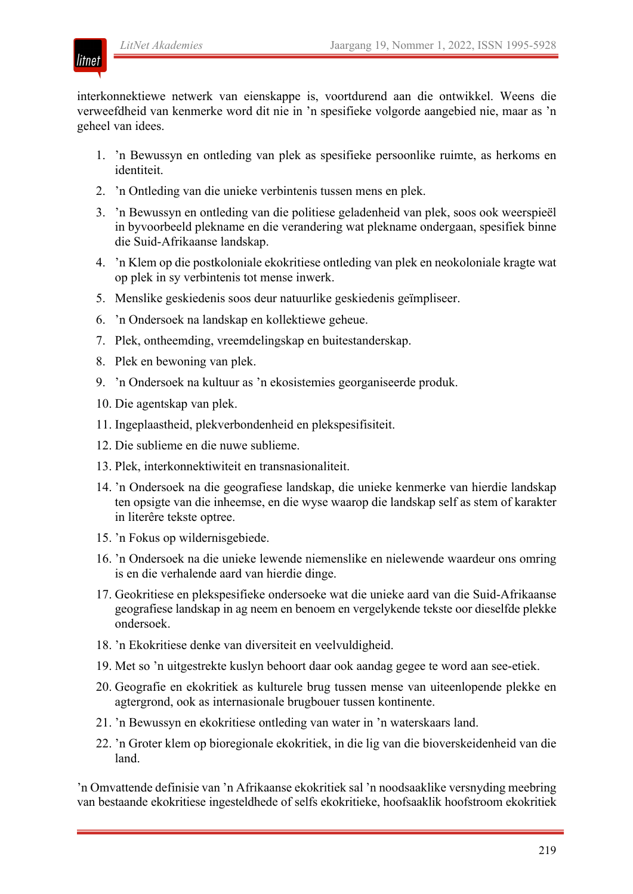interkonnektiewe netwerk van eienskappe is, voortdurend aan die ontwikkel. Weens die verweefdheid van kenmerke word dit nie in ’n spesifieke volgorde aangebied nie, maar as ’n geheel van idees.

1. ’n Bewussyn en ontleding van plek as spesifieke persoonlike ruimte, as herkoms en identiteit.
2. ’n Ontleding van die unieke verbintenis tussen mens en plek.
3. ’n Bewussyn en ontleding van die politiese geladenheid van plek, soos ook weerspieël in byvoorbeeld plekname en die verandering wat plekname ondergaan, spesifiek binne die Suid-Afrikaanse landskap.
4. ’n Klem op die postkoloniale ekokritiese ontleding van plek en neokoloniale kragte wat op plek in sy verbintenis tot mense inwerk.
5. Menslike geskiedenis soos deur natuurlike geskiedenis geïmpliseer.
6. ’n Ondersoek na landskap en kollektiewe geheue.
7. Plek, ontheemding, vreemdelingskap en buitestanderskap.
8. Plek en bewoning van plek.
9. ’n Ondersoek na kultuur as ’n ekosistemies georganiseerde produk.
10. Die agentskap van plek.
11. Ingeplaastheid, plekverbondenheid en plekspesifisiteit.
12. Die sublieme en die nuwe sublieme.
13. Plek, interkonnektiwiteit en transnasionaliteit.
14. ’n Ondersoek na die geografiese landskap, die unieke kenmerke van hierdie landskap ten opsigte van die inheemse, en die wyse waarop die landskap self as stem of karakter in literêre tekste optree.
15. ’n Fokus op wildernisgebiede.
16. ’n Ondersoek na die unieke lewende niemenslike en nielewende waardeur ons omring is en die verhalende aard van hierdie dinge.
17. Geokritiese en plekspesifieke ondersoeke wat die unieke aard van die Suid-Afrikaanse geografiese landskap in ag neem en benoem en vergelykende tekste oor dieselfde plekke ondersoek.
18. ’n Ekokritiese denke van diversiteit en veelvuldigheid.
19. Met so ’n uitgestrekte kuslyn behoort daar ook aandag gegee te word aan see-etiek.
20. Geografie en ekokritiek as kulturele brug tussen mense van uiteenlopende plekke en agtergrond, ook as internasionale brugbouer tussen kontinente.
21. ’n Bewussyn en ekokritiese ontleding van water in ’n waterskaars land.
22. ’n Groter klem op bioregionale ekokritiek, in die lig van die bioverskeidenheid van die land.

’n Omvattende definisie van ’n Afrikaanse ekokritiek sal ’n noodsaaklike versnyding meebring van bestaande ekokritiese ingesteldhede of selfs ekokritieke, hoofsaaklik hoofstroom ekokritiek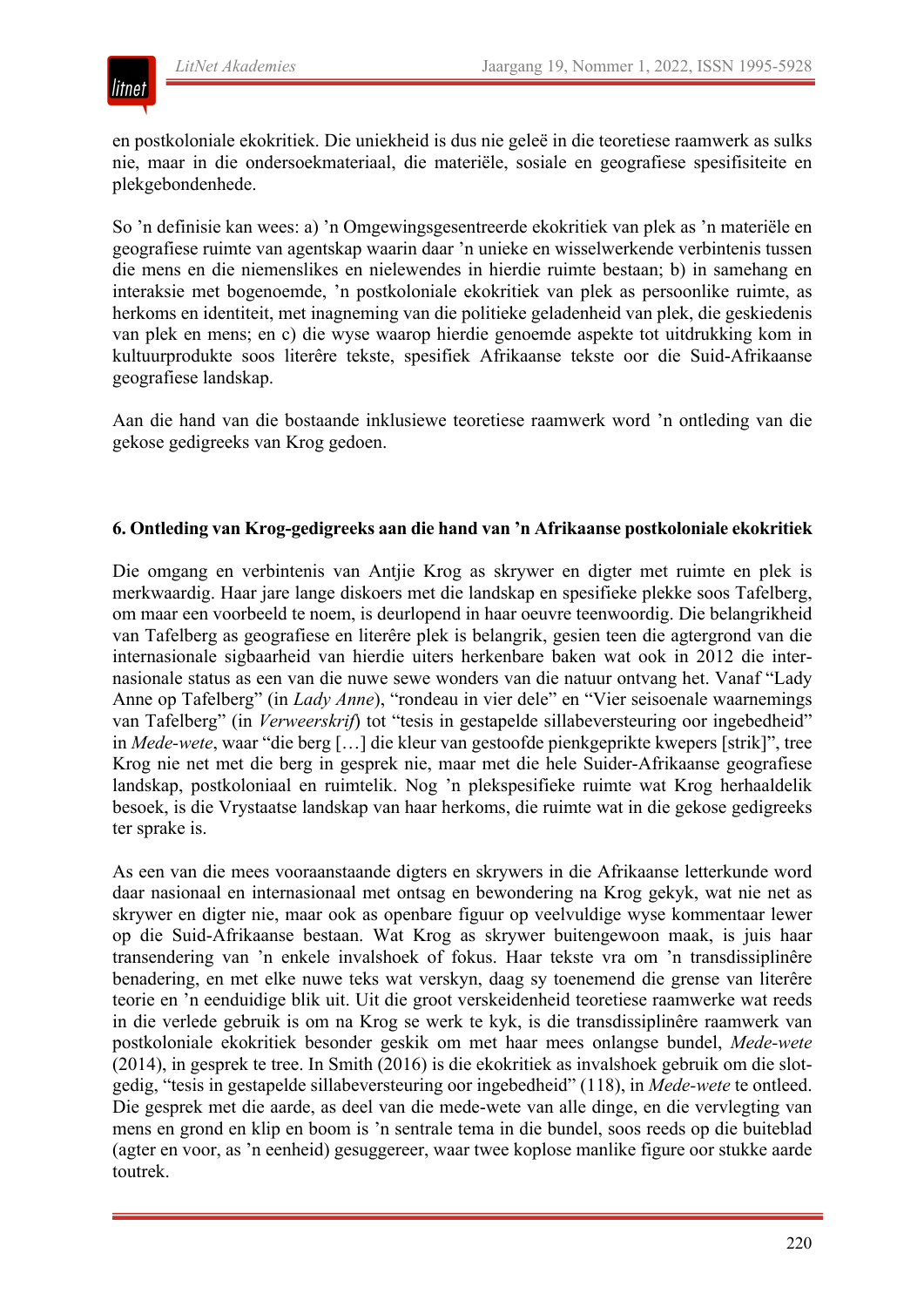en postkoloniale ekokritiek. Die uniekheid is dus nie geleë in die teoretiese raamwerk as sulks nie, maar in die ondersoekmateriaal, die materiële, sosiale en geografiese spesifisiteite en plekgebondenhede.

So 'n definisie kan wees: a) 'n Omgewingsgesentreerde ekokritiek van plek as 'n materiële en geografiese ruimte van agentskap waarin daar 'n unieke en wisselwerkende verbintenis tussen die mens en die niemenslikes en nielewendes in hierdie ruimte bestaan; b) in samehang en interaksie met bogenoemde, 'n postkoloniale ekokritiek van plek as persoonlike ruimte, as herkoms en identiteit, met inagneming van die politieke geladenheid van plek, die geskiedenis van plek en mens; en c) die wyse waarop hierdie genoemde aspekte tot uitdrukking kom in kultuurprodukte soos literêre tekste, spesifiek Afrikaanse tekste oor die Suid-Afrikaanse geografiese landskap.

Aan die hand van die bostaande inklusiewe teoretiese raamwerk word 'n ontleding van die gekose gedigreeks van Krog gedoen.

## 6. Ontleding van Krog-gedigreeks aan die hand van 'n Afrikaanse postkoloniale ekokritiek

Die omgang en verbintenis van Antjie Krog as skrywer en digter met ruimte en plek is merkwaardig. Haar jare lange diskoers met die landskap en spesifieke plekke soos Tafelberg, om maar een voorbeeld te noem, is deurlopend in haar oeuvre teenwoordig. Die belangrikheid van Tafelberg as geografiese en literêre plek is belangrik, gesien teen die agtergrond van die internasionale sigbaarheid van hierdie uiters herkenbare baken wat ook in 2012 die internasionale status as een van die nuwe sewe wonders van die natuur ontvang het. Vanaf "Lady Anne op Tafelberg" (in *Lady Anne*), "rondeau in vier dele" en "Vier seisoenale waarnemings van Tafelberg" (in *Verweerskrif*) tot "tesis in gestapelde sillabeversteuring oor ingebedheid" in *Mede-wete*, waar "die berg […] die kleur van gestoofde pienkgeprikte kwepers [strik]", tree Krog nie net met die berg in gesprek nie, maar met die hele Suider-Afrikaanse geografiese landskap, postkoloniaal en ruimtelik. Nog 'n plekspesifieke ruimte wat Krog herhaaldelik besoek, is die Vrystaatse landskap van haar herkoms, die ruimte wat in die gekose gedigreeks ter sprake is.

As een van die mees vooraanstaande digters en skrywers in die Afrikaanse letterkunde word daar nasionaal en internasionaal met ontsag en bewondering na Krog gekyk, wat nie net as skrywer en digter nie, maar ook as openbare figuur op veelvuldige wyse kommentaar lewer op die Suid-Afrikaanse bestaan. Wat Krog as skrywer buitengewoon maak, is juis haar transendering van 'n enkele invalshoek of fokus. Haar tekste vra om 'n transdissiplinêre benadering, en met elke nuwe teks wat verskyn, daag sy toenemend die grense van literêre teorie en 'n eenduidige blik uit. Uit die groot verskeidenheid teoretiese raamwerke wat reeds in die verlede gebruik is om na Krog se werk te kyk, is die transdissiplinêre raamwerk van postkoloniale ekokritiek besonder geskik om met haar mees onlangse bundel, *Mede-wete* (2014), in gesprek te tree. In Smith (2016) is die ekokritiek as invalshoek gebruik om die slotgedig, "tesis in gestapelde sillabeversteuring oor ingebedheid" (118), in *Mede-wete* te ontleed. Die gesprek met die aarde, as deel van die mede-wete van alle dinge, en die vervlegting van mens en grond en klip en boom is 'n sentrale tema in die bundel, soos reeds op die buiteblad (agter en voor, as 'n eenheid) gesuggereer, waar twee koplose manlike figure oor stukke aarde toutrek.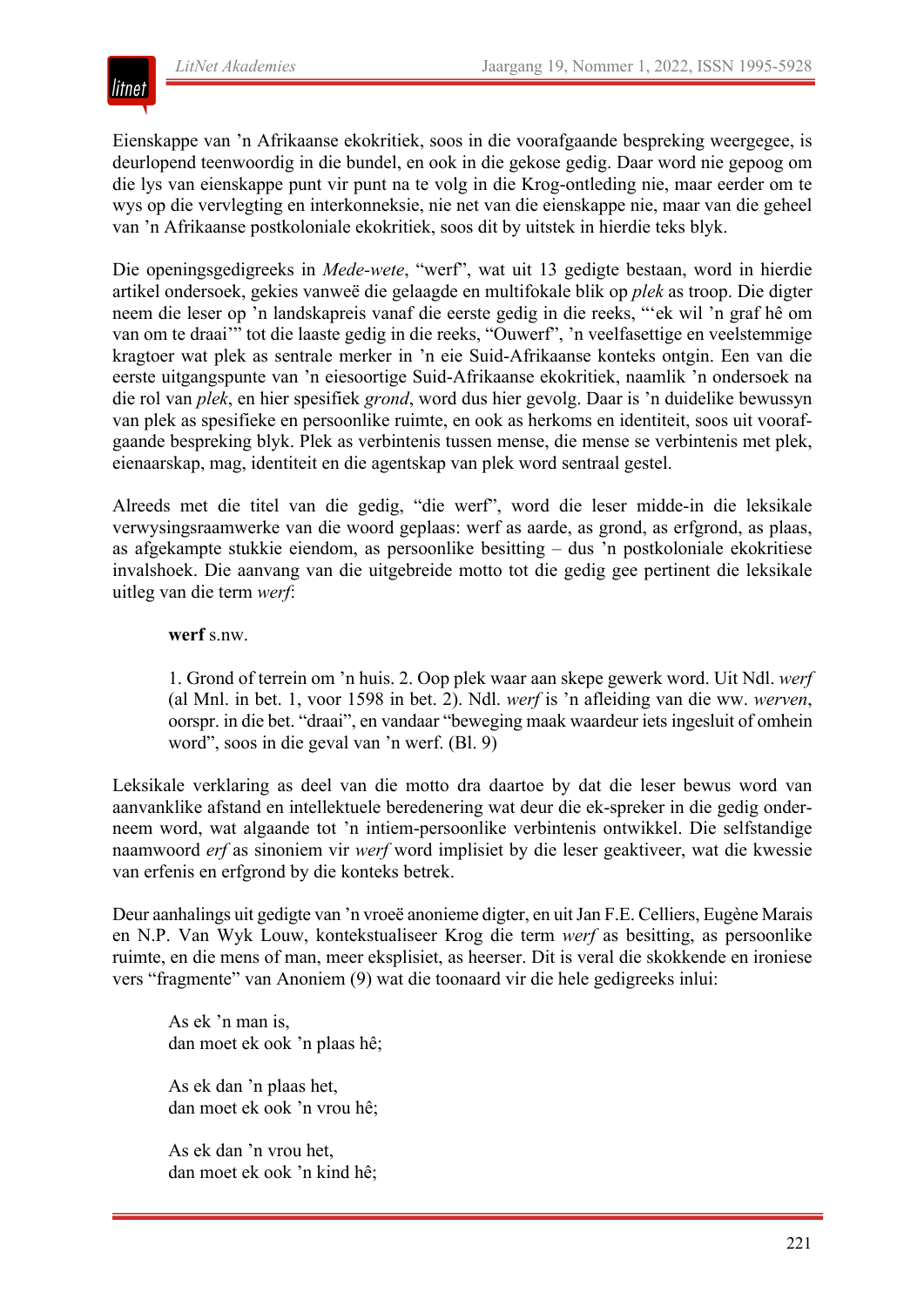Eienskappe van ’n Afrikaanse ekokritiek, soos in die voorafgaande bespreking weergegee, is deurlopend teenwoordig in die bundel, en ook in die gekose gedig. Daar word nie gepoog om die lys van eienskappe punt vir punt na te volg in die Krog-ontleding nie, maar eerder om te wys op die vervlegting en interkonneksie, nie net van die eienskappe nie, maar van die geheel van ’n Afrikaanse postkoloniale ekokritiek, soos dit by uitstek in hierdie teks blyk.

Die openingsgedigreeks in *Mede-wete*, “werf”, wat uit 13 gedigte bestaan, word in hierdie artikel ondersoek, gekies vanweë die gelaagde en multifokale blik op *plek* as troop. Die digter neem die leser op ’n landskapreis vanaf die eerste gedig in die reeks, “‘ek wil ’n graf hê om van om te draai’” tot die laaste gedig in die reeks, “Ouwerf”, ’n veelfasettige en veelstemmige kragtoer wat plek as sentrale merker in ’n eie Suid-Afrikaanse konteks ontgin. Een van die eerste uitgangspunte van ’n eiesoortige Suid-Afrikaanse ekokritiek, naamlik ’n ondersoek na die rol van *plek*, en hier spesifiek *grond*, word dus hier gevolg. Daar is ’n duidelike bewussyn van plek as spesifieke en persoonlike ruimte, en ook as herkoms en identiteit, soos uit voorafgaande bespreking blyk. Plek as verbintenis tussen mense, die mense se verbintenis met plek, eienaarskap, mag, identiteit en die agentskap van plek word sentraal gestel.

Alreeds met die titel van die gedig, “die werf”, word die leser midde-in die leksikale verwysingsraamwerke van die woord geplaas: werf as aarde, as grond, as erfgrond, as plaas, as afgekampte stukkie eiendom, as persoonlike besitting – dus ’n postkoloniale ekokritiese invalshoek. Die aanvang van die uitgebreide motto tot die gedig gee pertinent die leksikale uitleg van die term *werf*:

> **werf** s.nw.
>
> 1. Grond of terrein om ’n huis. 2. Oop plek waar aan skepe gewerk word. Uit Ndl. *werf* (al Mnl. in bet. 1, voor 1598 in bet. 2). Ndl. *werf* is ’n afleiding van die ww. *werven*, oorspr. in die bet. “draai”, en vandaar “beweging maak waardeur iets ingesluit of omhein word”, soos in die geval van ’n werf. (Bl. 9)

Leksikale verklaring as deel van die motto dra daartoe by dat die leser bewus word van aanvanklike afstand en intellektuele beredenering wat deur die ek-spreker in die gedig onderneem word, wat algaande tot ’n intiem-persoonlike verbintenis ontwikkel. Die selfstandige naamwoord *erf* as sinoniem vir *werf* word implisiet by die leser geaktiveer, wat die kwessie van erfenis en erfgrond by die konteks betrek.

Deur aanhalings uit gedigte van ’n vroeë anonieme digter, en uit Jan F.E. Celliers, Eugène Marais en N.P. Van Wyk Louw, kontekstualiseer Krog die term *werf* as besitting, as persoonlike ruimte, en die mens of man, meer eksplisiet, as heerser. Dit is veral die skokkende en ironiese vers “fragmente” van Anoniem (9) wat die toonaard vir die hele gedigreeks inlui:

> As ek ’n man is,
> dan moet ek ook ’n plaas hê;
>
> As ek dan ’n plaas het,
> dan moet ek ook ’n vrou hê;
>
> As ek dan ’n vrou het,
> dan moet ek ook ’n kind hê;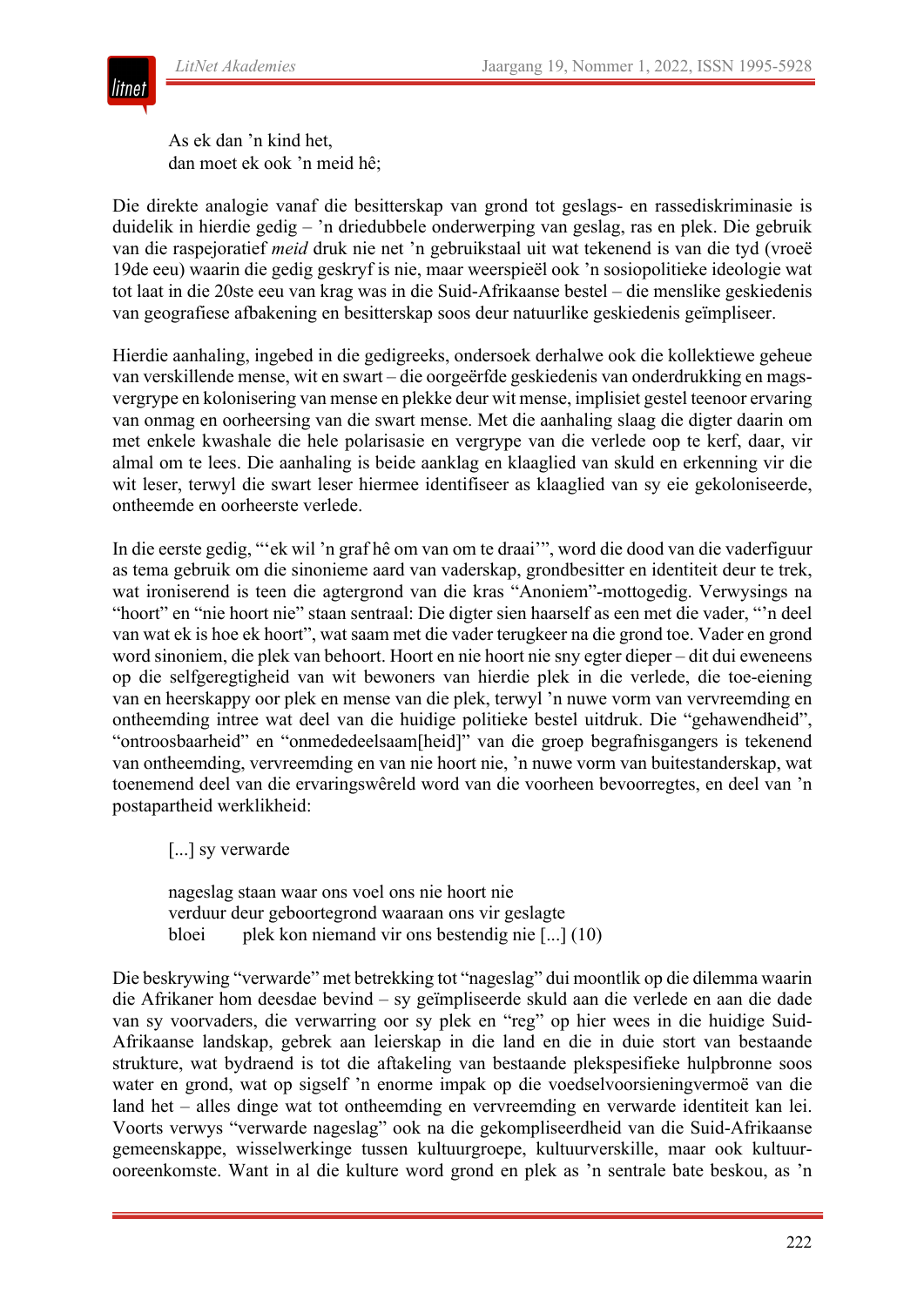> As ek dan ’n kind het,
> dan moet ek ook ’n meid hê;

Die direkte analogie vanaf die besitterskap van grond tot geslags- en rassediskriminasie is duidelik in hierdie gedig – ’n driedubbele onderwerping van geslag, ras en plek. Die gebruik van die raspejoratief *meid* druk nie net ’n gebruikstaal uit wat tekenend is van die tyd (vroeë 19de eeu) waarin die gedig geskryf is nie, maar weerspieël ook ’n sosiopolitieke ideologie wat tot laat in die 20ste eeu van krag was in die Suid-Afrikaanse bestel – die menslike geskiedenis van geografiese afbakening en besitterskap soos deur natuurlike geskiedenis geïmpliseer.

Hierdie aanhaling, ingebed in die gedigreeks, ondersoek derhalwe ook die kollektiewe geheue van verskillende mense, wit en swart – die oorgeërfde geskiedenis van onderdrukking en magsvergrype en kolonisering van mense en plekke deur wit mense, implisiet gestel teenoor ervaring van onmag en oorheersing van die swart mense. Met die aanhaling slaag die digter daarin om met enkele kwashale die hele polarisasie en vergrype van die verlede oop te kerf, daar, vir almal om te lees. Die aanhaling is beide aanklag en klaaglied van skuld en erkenning vir die wit leser, terwyl die swart leser hiermee identifiseer as klaaglied van sy eie gekoloniseerde, ontheemde en oorheerste verlede.

In die eerste gedig, "‘ek wil ’n graf hê om van om te draai’", word die dood van die vaderfiguur as tema gebruik om die sinonieme aard van vaderskap, grondbesitter en identiteit deur te trek, wat ironiserend is teen die agtergrond van die kras "Anoniem"-mottogedig. Verwysings na "hoort" en "nie hoort nie" staan sentraal: Die digter sien haarself as een met die vader, "’n deel van wat ek is hoe ek hoort", wat saam met die vader terugkeer na die grond toe. Vader en grond word sinoniem, die plek van behoort. Hoort en nie hoort nie sny egter dieper – dit dui eweneens op die selfgeregtigheid van wit bewoners van hierdie plek in die verlede, die toe-eiening van en heerskappy oor plek en mense van die plek, terwyl ’n nuwe vorm van vervreemding en ontheemding intree wat deel van die huidige politieke bestel uitdruk. Die "gehawendheid", "ontroosbaarheid" en "onmededeelsaam[heid]" van die groep begrafnisgangers is tekenend van ontheemding, vervreemding en van nie hoort nie, ’n nuwe vorm van buitestanderskap, wat toenemend deel van die ervaringswêreld word van die voorheen bevoorregtes, en deel van ’n postapartheid werklikheid:

> [...] sy verwarde
>
> nageslag staan waar ons voel ons nie hoort nie
> verduur deur geboortegrond waaraan ons vir geslagte
> bloei plek kon niemand vir ons bestendig nie [...] (10)

Die beskrywing "verwarde" met betrekking tot "nageslag" dui moontlik op die dilemma waarin die Afrikaner hom deesdae bevind – sy geïmpliseerde skuld aan die verlede en aan die dade van sy voorvaders, die verwarring oor sy plek en "reg" op hier wees in die huidige Suid-Afrikaanse landskap, gebrek aan leierskap in die land en die in duie stort van bestaande strukture, wat bydraend is tot die aftakeling van bestaande plekspesifieke hulpbronne soos water en grond, wat op sigself ’n enorme impak op die voedselvoorsieningvermoë van die land het – alles dinge wat tot ontheemding en vervreemding en verwarde identiteit kan lei. Voorts verwys "verwarde nageslag" ook na die gekompliseerdheid van die Suid-Afrikaanse gemeenskappe, wisselwerkinge tussen kultuurgroepe, kultuurverskille, maar ook kultuurooreenkomste. Want in al die kulture word grond en plek as ’n sentrale bate beskou, as ’n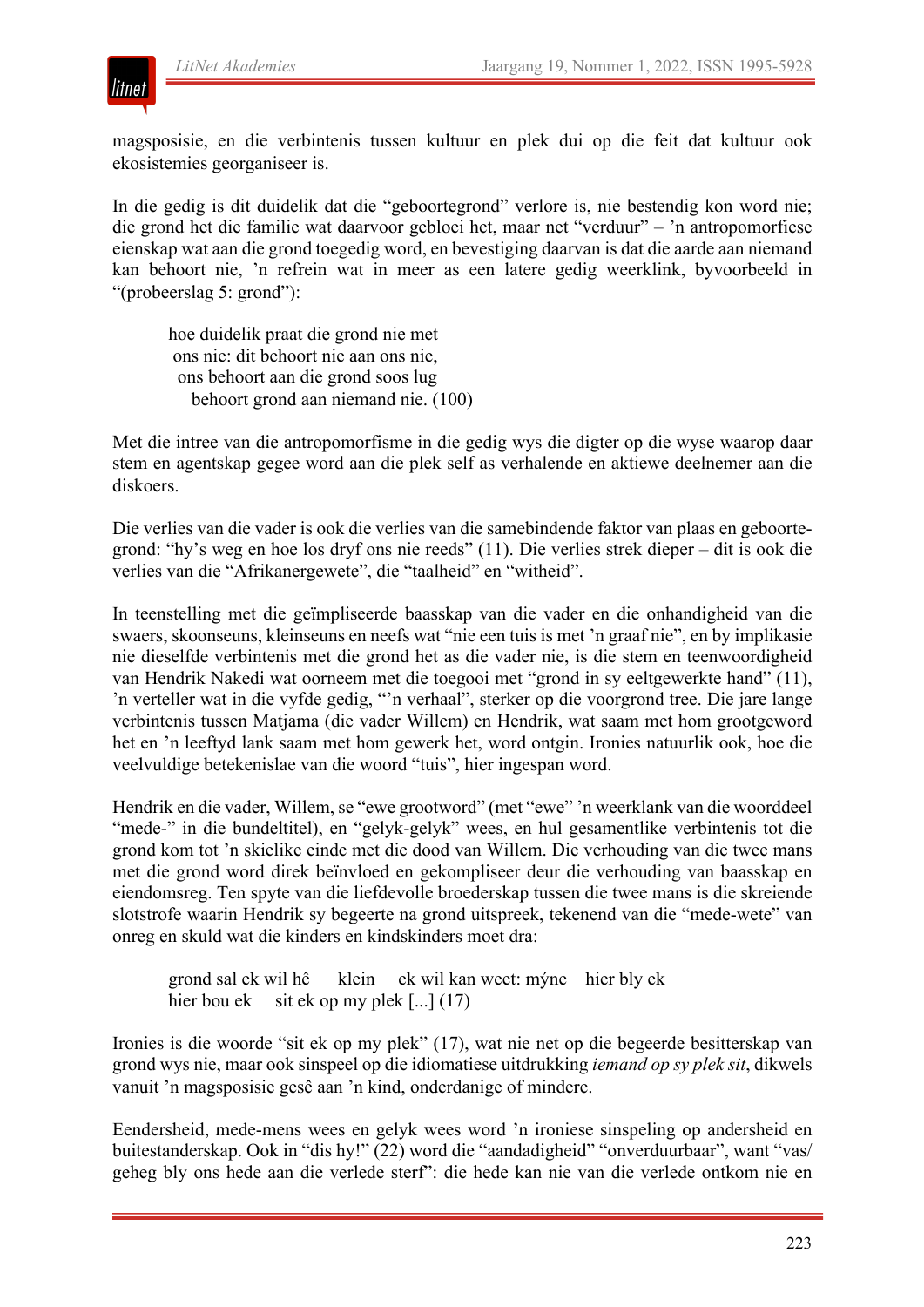magsposisie, en die verbintenis tussen kultuur en plek dui op die feit dat kultuur ook ekosistemies georganiseer is.

In die gedig is dit duidelik dat die "geboortegrond" verlore is, nie bestendig kon word nie; die grond het die familie wat daarvoor gebloei het, maar net "verduur" – 'n antropomorfiese eienskap wat aan die grond toegedig word, en bevestiging daarvan is dat die aarde aan niemand kan behoort nie, 'n refrein wat in meer as een latere gedig weerklink, byvoorbeeld in "(probeerslag 5: grond"):

> hoe duidelik praat die grond nie met
> ons nie: dit behoort nie aan ons nie,
> ons behoort aan die grond soos lug
> behoort grond aan niemand nie. (100)

Met die intree van die antropomorfisme in die gedig wys die digter op die wyse waarop daar stem en agentskap gegee word aan die plek self as verhalende en aktiewe deelnemer aan die diskoers.

Die verlies van die vader is ook die verlies van die samebindende faktor van plaas en geboortegrond: "hy's weg en hoe los dryf ons nie reeds" (11). Die verlies strek dieper – dit is ook die verlies van die "Afrikanergewete", die "taalheid" en "witheid".

In teenstelling met die geïmpliseerde baasskap van die vader en die onhandigheid van die swaers, skoonseuns, kleinseuns en neefs wat "nie een tuis is met 'n graaf nie", en by implikasie nie dieselfde verbintenis met die grond het as die vader nie, is die stem en teenwoordigheid van Hendrik Nakedi wat oorneem met die toegooi met "grond in sy eeltgewerkte hand" (11), 'n verteller wat in die vyfde gedig, "'n verhaal", sterker op die voorgrond tree. Die jare lange verbintenis tussen Matjama (die vader Willem) en Hendrik, wat saam met hom grootgeword het en 'n leeftyd lank saam met hom gewerk het, word ontgin. Ironies natuurlik ook, hoe die veelvuldige betekenislae van die woord "tuis", hier ingespan word.

Hendrik en die vader, Willem, se "ewe grootword" (met "ewe" 'n weerklank van die woorddeel "mede-" in die bundeltitel), en "gelyk-gelyk" wees, en hul gesamentlike verbintenis tot die grond kom tot 'n skielike einde met die dood van Willem. Die verhouding van die twee mans met die grond word direk beïnvloed en gekompliseer deur die verhouding van baasskap en eiendomsreg. Ten spyte van die liefdevolle broederskap tussen die twee mans is die skreiende slotstrofe waarin Hendrik sy begeerte na grond uitspreek, tekenend van die "mede-wete" van onreg en skuld wat die kinders en kindskinders moet dra:

> grond sal ek wil hê     klein     ek wil kan weet: mýne     hier bly ek
> hier bou ek     sit ek op my plek [...] (17)

Ironies is die woorde "sit ek op my plek" (17), wat nie net op die begeerde besitterskap van grond wys nie, maar ook sinspeel op die idiomatiese uitdrukking *iemand op sy plek sit*, dikwels vanuit 'n magsposisie gesê aan 'n kind, onderdanige of mindere.

Eendersheid, mede-mens wees en gelyk wees word 'n ironiese sinspeling op andersheid en buitestanderskap. Ook in "dis hy!" (22) word die "aandadigheid" "onverduurbaar", want "vas/ geheg bly ons hede aan die verlede sterf": die hede kan nie van die verlede ontkom nie en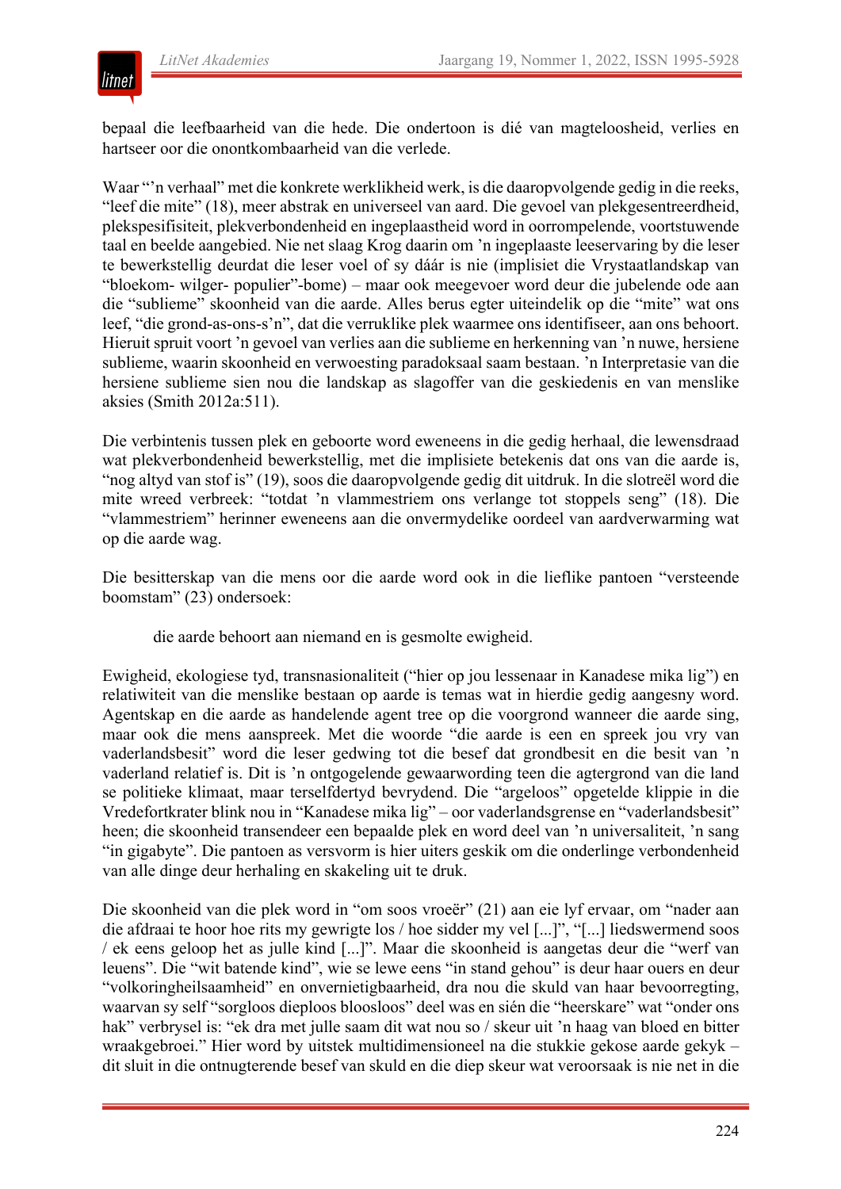bepaal die leefbaarheid van die hede. Die ondertoon is dié van magteloosheid, verlies en hartseer oor die onontkombaarheid van die verlede.

Waar "'n verhaal" met die konkrete werklikheid werk, is die daaropvolgende gedig in die reeks, "leef die mite" (18), meer abstrak en universeel van aard. Die gevoel van plekgesentreerdheid, plekspesifisiteit, plekverbondenheid en ingeplaastheid word in oorrompelende, voortstuwende taal en beelde aangebied. Nie net slaag Krog daarin om 'n ingeplaaste leeservaring by die leser te bewerkstellig deurdat die leser voel of sy dáár is nie (implisiet die Vrystaatlandskap van "bloekom- wilger- populier"-bome) – maar ook meegevoer word deur die jubelende ode aan die "sublieme" skoonheid van die aarde. Alles berus egter uiteindelik op die "mite" wat ons leef, "die grond-as-ons-s'n", dat die verruklike plek waarmee ons identifiseer, aan ons behoort. Hieruit spruit voort 'n gevoel van verlies aan die sublieme en herkenning van 'n nuwe, hersiene sublieme, waarin skoonheid en verwoesting paradoksaal saam bestaan. 'n Interpretasie van die hersiene sublieme sien nou die landskap as slagoffer van die geskiedenis en van menslike aksies (Smith 2012a:511).

Die verbintenis tussen plek en geboorte word eweneens in die gedig herhaal, die lewensdraad wat plekverbondenheid bewerkstellig, met die implisiete betekenis dat ons van die aarde is, "nog altyd van stof is" (19), soos die daaropvolgende gedig dit uitdruk. In die slotreël word die mite wreed verbreek: "totdat 'n vlammestriem ons verlange tot stoppels seng" (18). Die "vlammestriem" herinner eweneens aan die onvermydelike oordeel van aardverwarming wat op die aarde wag.

Die besitterskap van die mens oor die aarde word ook in die lieflike pantoen "versteende boomstam" (23) ondersoek:

> die aarde behoort aan niemand en is gesmolte ewigheid.

Ewigheid, ekologiese tyd, transnasionaliteit ("hier op jou lessenaar in Kanadese mika lig") en relatiwiteit van die menslike bestaan op aarde is temas wat in hierdie gedig aangesny word. Agentskap en die aarde as handelende agent tree op die voorgrond wanneer die aarde sing, maar ook die mens aanspreek. Met die woorde "die aarde is een en spreek jou vry van vaderlandsbesit" word die leser gedwing tot die besef dat grondbesit en die besit van 'n vaderland relatief is. Dit is 'n ontgogelende gewaarwording teen die agtergrond van die land se politieke klimaat, maar terselfdertyd bevrydend. Die "argeloos" opgetelde klippie in die Vredefortkrater blink nou in "Kanadese mika lig" – oor vaderlandsgrense en "vaderlandsbesit" heen; die skoonheid transendeer een bepaalde plek en word deel van 'n universaliteit, 'n sang "in gigabyte". Die pantoen as versvorm is hier uiters geskik om die onderlinge verbondenheid van alle dinge deur herhaling en skakeling uit te druk.

Die skoonheid van die plek word in "om soos vroeër" (21) aan eie lyf ervaar, om "nader aan die afdraai te hoor hoe rits my gewrigte los / hoe sidder my vel [...]", "[...] liedswermend soos / ek eens geloop het as julle kind [...]". Maar die skoonheid is aangetas deur die "werf van leuens". Die "wit batende kind", wie se lewe eens "in stand gehou" is deur haar ouers en deur "volkoringheilsaamheid" en onvernietigbaarheid, dra nou die skuld van haar bevoorregting, waarvan sy self "sorgloos dieploos bloosloos" deel was en sién die "heerskare" wat "onder ons hak" verbrysel is: "ek dra met julle saam dit wat nou so / skeur uit 'n haag van bloed en bitter wraakgebroei." Hier word by uitstek multidimensioneel na die stukkie gekose aarde gekyk – dit sluit in die ontnugterende besef van skuld en die diep skeur wat veroorsaak is nie net in die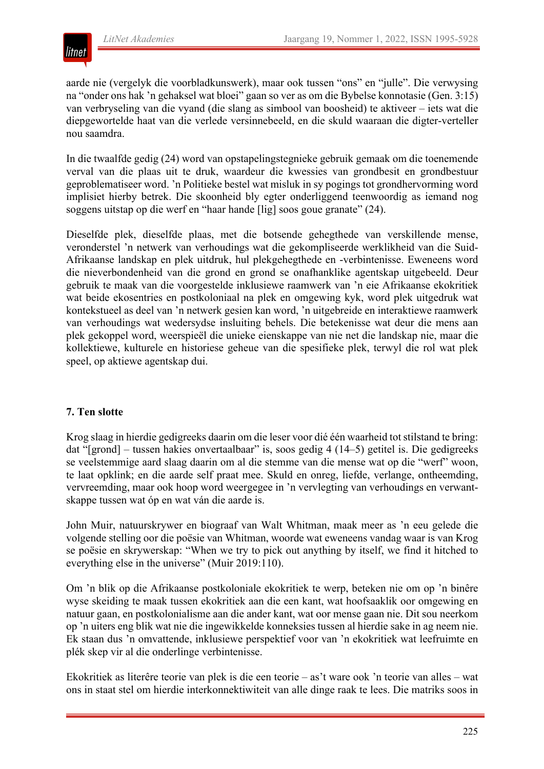aarde nie (vergelyk die voorbladkunswerk), maar ook tussen "ons" en "julle". Die verwysing na "onder ons hak 'n gehaksel wat bloei" gaan so ver as om die Bybelse konnotasie (Gen. 3:15) van verbryseling van die vyand (die slang as simbool van boosheid) te aktiveer – iets wat die diepgewortelde haat van die verlede versinnebeeld, en die skuld waaraan die digter-verteller nou saamdra.

In die twaalfde gedig (24) word van opstapelingstegnieke gebruik gemaak om die toenemende verval van die plaas uit te druk, waardeur die kwessies van grondbesit en grondbestuur geproblematiseer word. 'n Politieke bestel wat misluk in sy pogings tot grondhervorming word implisiet hierby betrek. Die skoonheid bly egter onderliggend teenwoordig as iemand nog soggens uitstap op die werf en "haar hande [lig] soos goue granate" (24).

Dieselfde plek, dieselfde plaas, met die botsende gehegthede van verskillende mense, veronderstel 'n netwerk van verhoudings wat die gekompliseerde werklikheid van die Suid-Afrikaanse landskap en plek uitdruk, hul plekgehegthede en -verbintenisse. Eweneens word die nieverbondenheid van die grond en grond se onafhanklike agentskap uitgebeeld. Deur gebruik te maak van die voorgestelde inklusiewe raamwerk van 'n eie Afrikaanse ekokritiek wat beide ekosentries en postkoloniaal na plek en omgewing kyk, word plek uitgedruk wat kontekstueel as deel van 'n netwerk gesien kan word, 'n uitgebreide en interaktiewe raamwerk van verhoudings wat wedersydse insluiting behels. Die betekenisse wat deur die mens aan plek gekoppel word, weerspieël die unieke eienskappe van nie net die landskap nie, maar die kollektiewe, kulturele en historiese geheue van die spesifieke plek, terwyl die rol wat plek speel, op aktiewe agentskap dui.

## 7. Ten slotte

Krog slaag in hierdie gedigreeks daarin om die leser voor dié één waarheid tot stilstand te bring: dat "[grond] – tussen hakies onvertaalbaar" is, soos gedig 4 (14–5) getitel is. Die gedigreeks se veelstemmige aard slaag daarin om al die stemme van die mense wat op die "werf" woon, te laat opklink; en die aarde self praat mee. Skuld en onreg, liefde, verlange, ontheemding, vervreemding, maar ook hoop word weergegee in 'n vervlegting van verhoudings en verwantskappe tussen wat óp en wat ván die aarde is.

John Muir, natuurskrywer en biograaf van Walt Whitman, maak meer as 'n eeu gelede die volgende stelling oor die poësie van Whitman, woorde wat eweneens vandag waar is van Krog se poësie en skrywerskap: "When we try to pick out anything by itself, we find it hitched to everything else in the universe" (Muir 2019:110).

Om 'n blik op die Afrikaanse postkoloniale ekokritiek te werp, beteken nie om op 'n binêre wyse skeiding te maak tussen ekokritiek aan die een kant, wat hoofsaaklik oor omgewing en natuur gaan, en postkolonialisme aan die ander kant, wat oor mense gaan nie. Dit sou neerkom op 'n uiters eng blik wat nie die ingewikkelde konneksies tussen al hierdie sake in ag neem nie. Ek staan dus 'n omvattende, inklusiewe perspektief voor van 'n ekokritiek wat leefruimte en plék skep vir al die onderlinge verbintenisse.

Ekokritiek as literêre teorie van plek is die een teorie – as't ware ook 'n teorie van alles – wat ons in staat stel om hierdie interkonnektiwiteit van alle dinge raak te lees. Die matriks soos in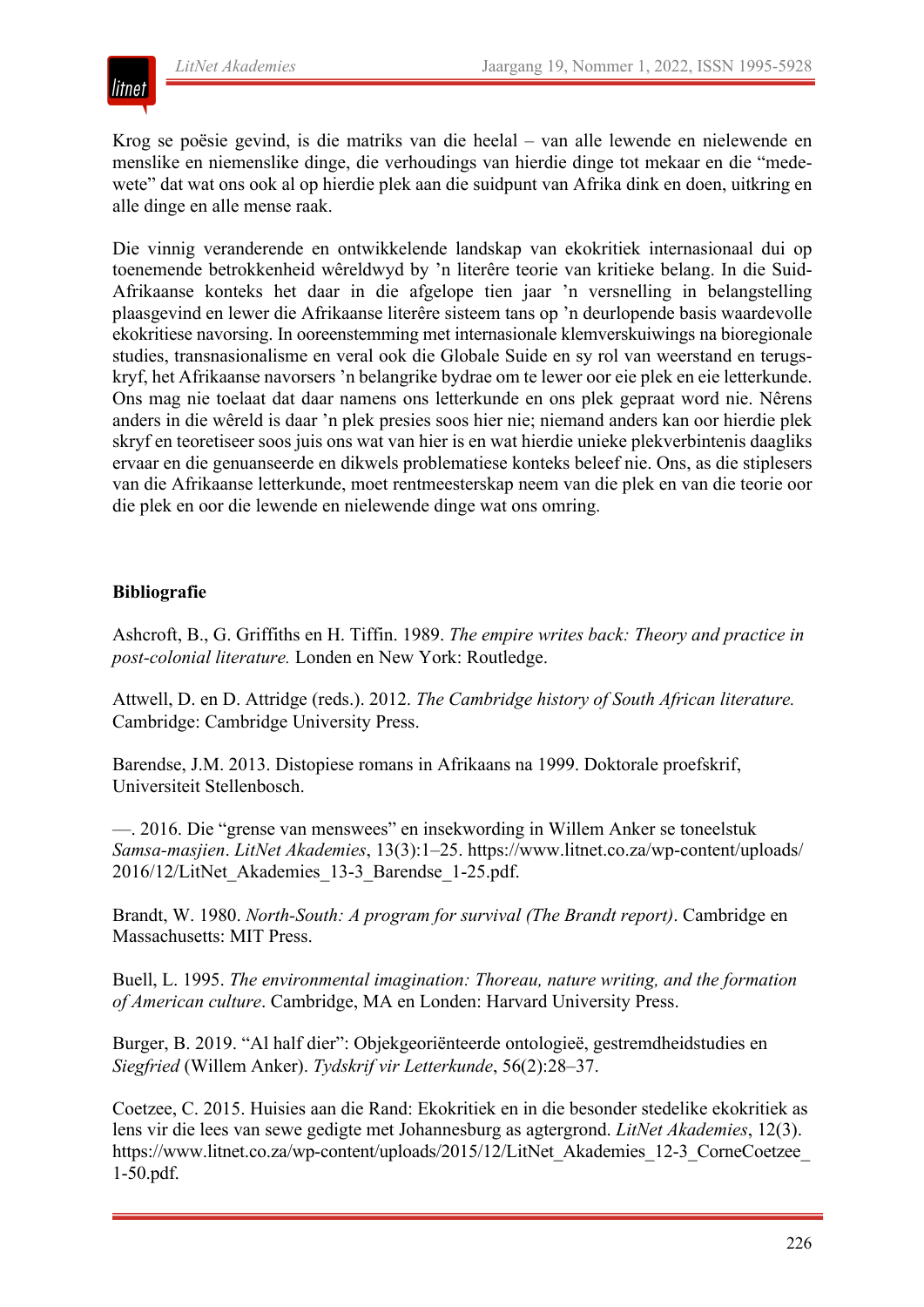Krog se poësie gevind, is die matriks van die heelal – van alle lewende en nielewende en menslike en niemenslike dinge, die verhoudings van hierdie dinge tot mekaar en die "medewete" dat wat ons ook al op hierdie plek aan die suidpunt van Afrika dink en doen, uitkring en alle dinge en alle mense raak.

Die vinnig veranderende en ontwikkelende landskap van ekokritiek internasionaal dui op toenemende betrokkenheid wêreldwyd by 'n literêre teorie van kritieke belang. In die Suid-Afrikaanse konteks het daar in die afgelope tien jaar 'n versnelling in belangstelling plaasgevind en lewer die Afrikaanse literêre sisteem tans op 'n deurlopende basis waardevolle ekokritiese navorsing. In ooreenstemming met internasionale klemverskuiwings na bioregionale studies, transnasionalisme en veral ook die Globale Suide en sy rol van weerstand en terugskryf, het Afrikaanse navorsers 'n belangrike bydrae om te lewer oor eie plek en eie letterkunde. Ons mag nie toelaat dat daar namens ons letterkunde en ons plek gepraat word nie. Nêrens anders in die wêreld is daar 'n plek presies soos hier nie; niemand anders kan oor hierdie plek skryf en teoretiseer soos juis ons wat van hier is en wat hierdie unieke plekverbintenis daagliks ervaar en die genuanseerde en dikwels problematiese konteks beleef nie. Ons, as die stiplesers van die Afrikaanse letterkunde, moet rentmeesterskap neem van die plek en van die teorie oor die plek en oor die lewende en nielewende dinge wat ons omring.

**Bibliografie**

Ashcroft, B., G. Griffiths en H. Tiffin. 1989. *The empire writes back: Theory and practice in post-colonial literature.* Londen en New York: Routledge.

Attwell, D. en D. Attridge (reds.). 2012. *The Cambridge history of South African literature.* Cambridge: Cambridge University Press.

Barendse, J.M. 2013. Distopiese romans in Afrikaans na 1999. Doktorale proefskrif, Universiteit Stellenbosch.

—. 2016. Die "grense van menswees" en insekwording in Willem Anker se toneelstuk *Samsa-masjien*. *LitNet Akademies*, 13(3):1–25. https://www.litnet.co.za/wp-content/uploads/2016/12/LitNet_Akademies_13-3_Barendse_1-25.pdf.

Brandt, W. 1980. *North-South: A program for survival (The Brandt report)*. Cambridge en Massachusetts: MIT Press.

Buell, L. 1995. *The environmental imagination: Thoreau, nature writing, and the formation of American culture*. Cambridge, MA en Londen: Harvard University Press.

Burger, B. 2019. "Al half dier": Objekgeoriënteerde ontologieë, gestremdheidstudies en *Siegfried* (Willem Anker). *Tydskrif vir Letterkunde*, 56(2):28–37.

Coetzee, C. 2015. Huisies aan die Rand: Ekokritiek en in die besonder stedelike ekokritiek as lens vir die lees van sewe gedigte met Johannesburg as agtergrond. *LitNet Akademies*, 12(3). https://www.litnet.co.za/wp-content/uploads/2015/12/LitNet_Akademies_12-3_CorneCoetzee_1-50.pdf.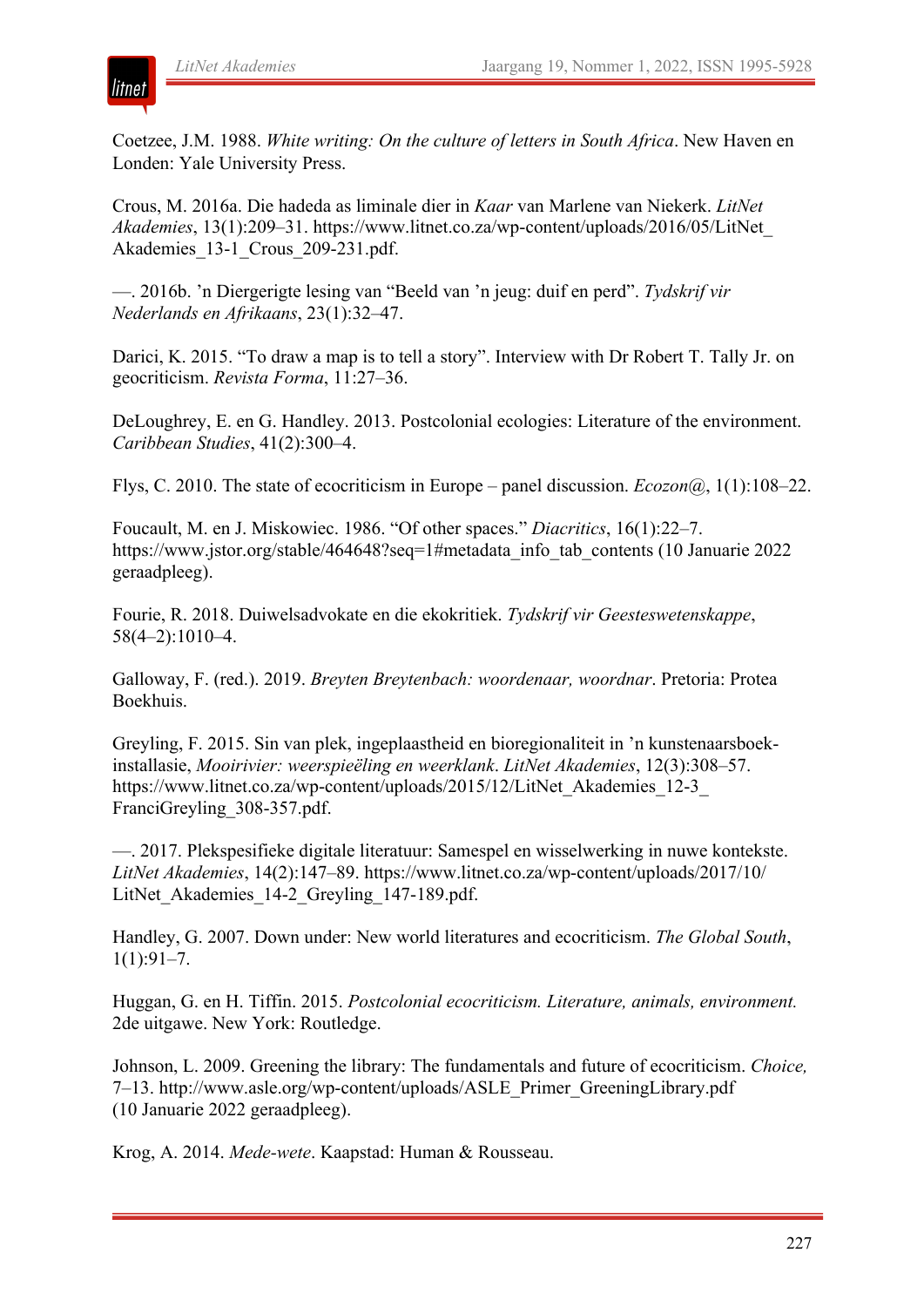Coetzee, J.M. 1988. *White writing: On the culture of letters in South Africa*. New Haven en Londen: Yale University Press.

Crous, M. 2016a. Die hadeda as liminale dier in *Kaar* van Marlene van Niekerk. *LitNet Akademies*, 13(1):209–31. https://www.litnet.co.za/wp-content/uploads/2016/05/LitNet_Akademies_13-1_Crous_209-231.pdf.

—. 2016b. 'n Diergerigte lesing van "Beeld van 'n jeug: duif en perd". *Tydskrif vir Nederlands en Afrikaans*, 23(1):32–47.

Darici, K. 2015. "To draw a map is to tell a story". Interview with Dr Robert T. Tally Jr. on geocriticism. *Revista Forma*, 11:27–36.

DeLoughrey, E. en G. Handley. 2013. Postcolonial ecologies: Literature of the environment. *Caribbean Studies*, 41(2):300–4.

Flys, C. 2010. The state of ecocriticism in Europe – panel discussion. *Ecozon@*, 1(1):108–22.

Foucault, M. en J. Miskowiec. 1986. "Of other spaces." *Diacritics*, 16(1):22–7. https://www.jstor.org/stable/464648?seq=1#metadata_info_tab_contents (10 Januarie 2022 geraadpleeg).

Fourie, R. 2018. Duiwelsadvokate en die ekokritiek. *Tydskrif vir Geesteswetenskappe*, 58(4–2):1010–4.

Galloway, F. (red.). 2019. *Breyten Breytenbach: woordenaar, woordnar*. Pretoria: Protea Boekhuis.

Greyling, F. 2015. Sin van plek, ingeplaastheid en bioregionaliteit in 'n kunstenaarsboek-installasie, *Mooirivier: weerspieëling en weerklank*. *LitNet Akademies*, 12(3):308–57. https://www.litnet.co.za/wp-content/uploads/2015/12/LitNet_Akademies_12-3_FranciGreyling_308-357.pdf.

—. 2017. Plekspesifieke digitale literatuur: Samespel en wisselwerking in nuwe kontekste. *LitNet Akademies*, 14(2):147–89. https://www.litnet.co.za/wp-content/uploads/2017/10/LitNet_Akademies_14-2_Greyling_147-189.pdf.

Handley, G. 2007. Down under: New world literatures and ecocriticism. *The Global South*, 1(1):91–7.

Huggan, G. en H. Tiffin. 2015. *Postcolonial ecocriticism. Literature, animals, environment.* 2de uitgawe. New York: Routledge.

Johnson, L. 2009. Greening the library: The fundamentals and future of ecocriticism. *Choice,* 7–13. http://www.asle.org/wp-content/uploads/ASLE_Primer_GreeningLibrary.pdf (10 Januarie 2022 geraadpleeg).

Krog, A. 2014. *Mede-wete*. Kaapstad: Human & Rousseau.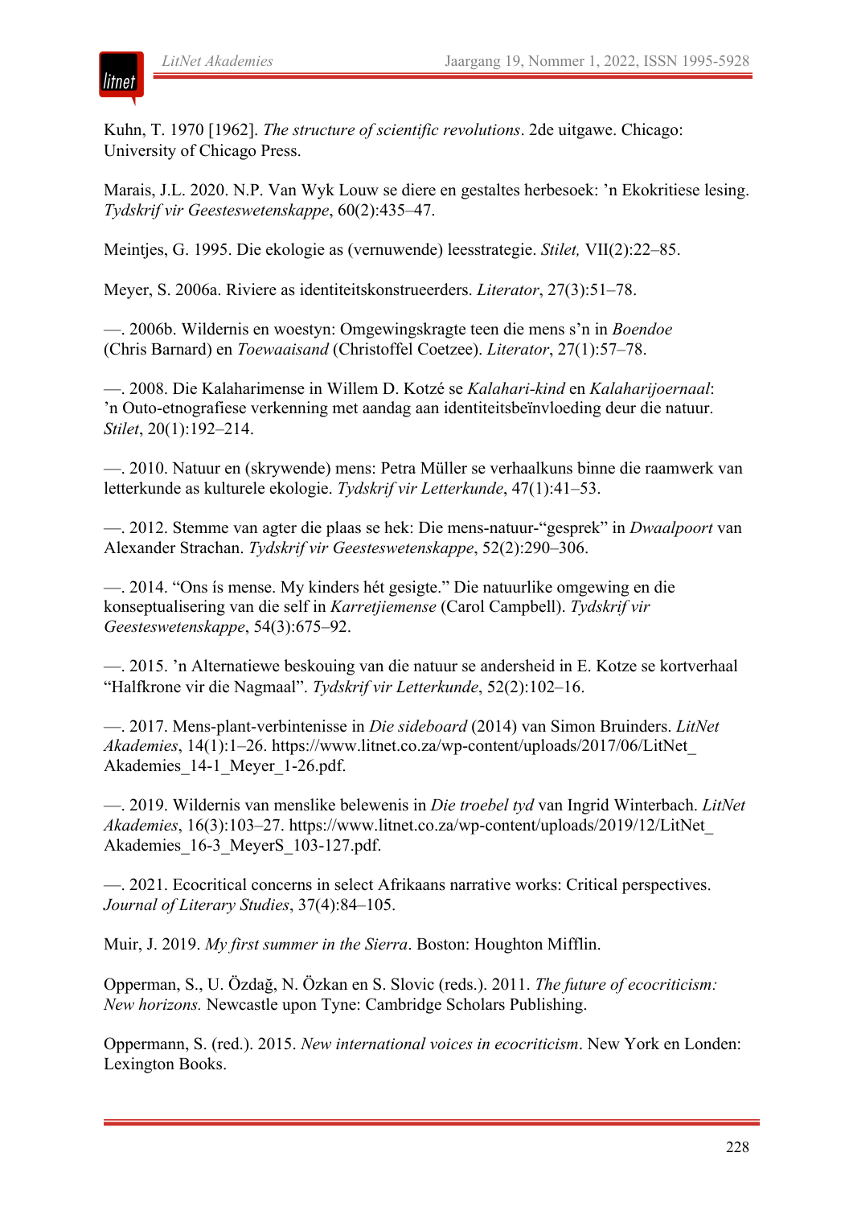Kuhn, T. 1970 [1962]. *The structure of scientific revolutions*. 2de uitgawe. Chicago: University of Chicago Press.

Marais, J.L. 2020. N.P. Van Wyk Louw se diere en gestaltes herbesoek: ’n Ekokritiese lesing. *Tydskrif vir Geesteswetenskappe*, 60(2):435–47.

Meintjes, G. 1995. Die ekologie as (vernuwende) leesstrategie. *Stilet,* VII(2):22–85.

Meyer, S. 2006a. Riviere as identiteitskonstrueerders. *Literator*, 27(3):51–78.

—. 2006b. Wildernis en woestyn: Omgewingskragte teen die mens s’n in *Boendoe* (Chris Barnard) en *Toewaaisand* (Christoffel Coetzee). *Literator*, 27(1):57–78.

—. 2008. Die Kalaharimense in Willem D. Kotzé se *Kalahari-kind* en *Kalaharijoernaal*: ’n Outo-etnografiese verkenning met aandag aan identiteitsbeïnvloeding deur die natuur. *Stilet*, 20(1):192–214.

—. 2010. Natuur en (skrywende) mens: Petra Müller se verhaalkuns binne die raamwerk van letterkunde as kulturele ekologie. *Tydskrif vir Letterkunde*, 47(1):41–53.

—. 2012. Stemme van agter die plaas se hek: Die mens-natuur-“gesprek” in *Dwaalpoort* van Alexander Strachan. *Tydskrif vir Geesteswetenskappe*, 52(2):290–306.

—. 2014. “Ons ís mense. My kinders hét gesigte.” Die natuurlike omgewing en die konseptualisering van die self in *Karretjiemense* (Carol Campbell). *Tydskrif vir Geesteswetenskappe*, 54(3):675–92.

—. 2015. ’n Alternatiewe beskouing van die natuur se andersheid in E. Kotze se kortverhaal “Halfkrone vir die Nagmaal”. *Tydskrif vir Letterkunde*, 52(2):102–16.

—. 2017. Mens-plant-verbintenisse in *Die sideboard* (2014) van Simon Bruinders. *LitNet Akademies*, 14(1):1–26. https://www.litnet.co.za/wp-content/uploads/2017/06/LitNet_Akademies_14-1_Meyer_1-26.pdf.

—. 2019. Wildernis van menslike belewenis in *Die troebel tyd* van Ingrid Winterbach. *LitNet Akademies*, 16(3):103–27. https://www.litnet.co.za/wp-content/uploads/2019/12/LitNet_Akademies_16-3_MeyerS_103-127.pdf.

—. 2021. Ecocritical concerns in select Afrikaans narrative works: Critical perspectives. *Journal of Literary Studies*, 37(4):84–105.

Muir, J. 2019. *My first summer in the Sierra*. Boston: Houghton Mifflin.

Opperman, S., U. Özdağ, N. Özkan en S. Slovic (reds.). 2011. *The future of ecocriticism: New horizons.* Newcastle upon Tyne: Cambridge Scholars Publishing.

Oppermann, S. (red.). 2015. *New international voices in ecocriticism*. New York en Londen: Lexington Books.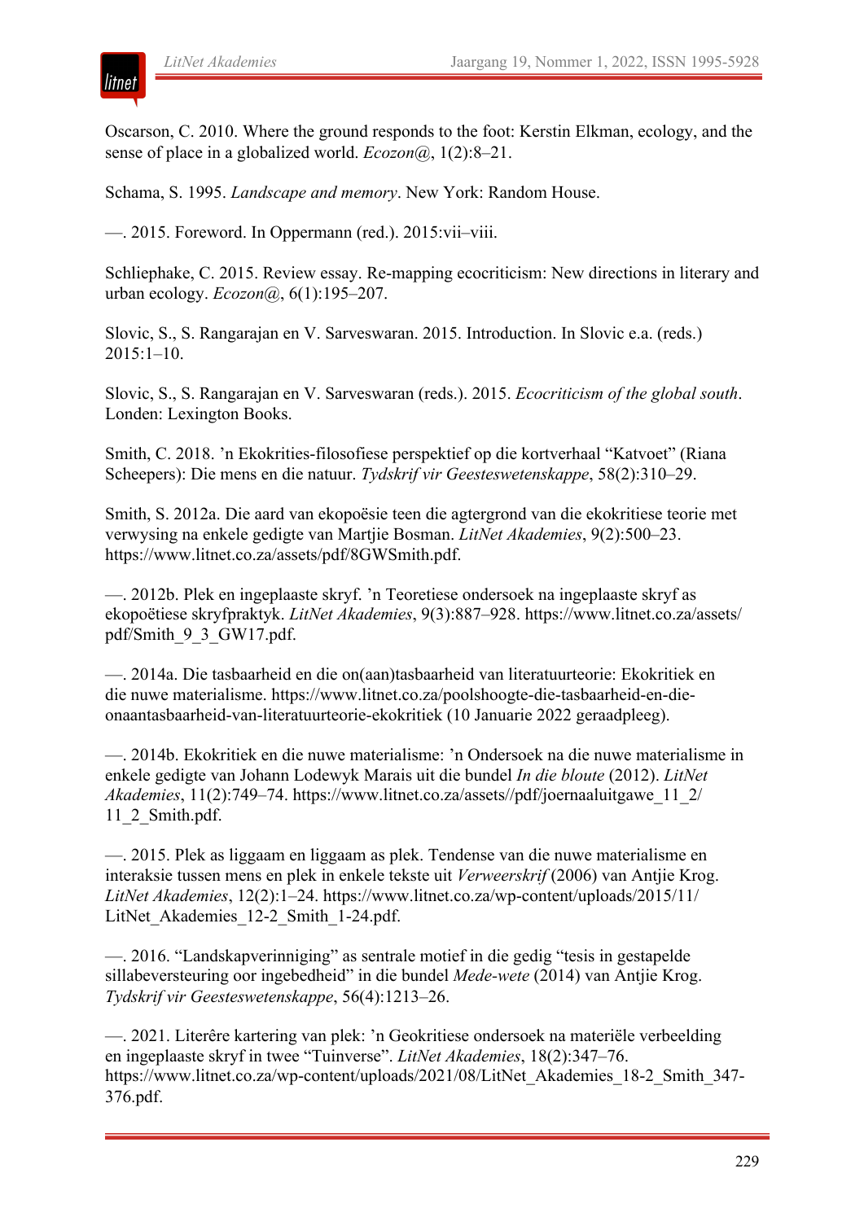Oscarson, C. 2010. Where the ground responds to the foot: Kerstin Elkman, ecology, and the sense of place in a globalized world. *Ecozon@*, 1(2):8–21.

Schama, S. 1995. *Landscape and memory*. New York: Random House.

—. 2015. Foreword. In Oppermann (red.). 2015:vii–viii.

Schliephake, C. 2015. Review essay. Re-mapping ecocriticism: New directions in literary and urban ecology. *Ecozon@*, 6(1):195–207.

Slovic, S., S. Rangarajan en V. Sarveswaran. 2015. Introduction. In Slovic e.a. (reds.) 2015:1–10.

Slovic, S., S. Rangarajan en V. Sarveswaran (reds.). 2015. *Ecocriticism of the global south*. Londen: Lexington Books.

Smith, C. 2018. ’n Ekokrities-filosofiese perspektief op die kortverhaal "Katvoet" (Riana Scheepers): Die mens en die natuur. *Tydskrif vir Geesteswetenskappe*, 58(2):310–29.

Smith, S. 2012a. Die aard van ekopoësie teen die agtergrond van die ekokritiese teorie met verwysing na enkele gedigte van Martjie Bosman. *LitNet Akademies*, 9(2):500–23. https://www.litnet.co.za/assets/pdf/8GWSmith.pdf.

—. 2012b. Plek en ingeplaaste skryf. ’n Teoretiese ondersoek na ingeplaaste skryf as ekopoëtiese skryfpraktyk. *LitNet Akademies*, 9(3):887–928. https://www.litnet.co.za/assets/pdf/Smith_9_3_GW17.pdf.

—. 2014a. Die tasbaarheid en die on(aan)tasbaarheid van literatuurteorie: Ekokritiek en die nuwe materialisme. https://www.litnet.co.za/poolshoogte-die-tasbaarheid-en-die-onaantasbaarheid-van-literatuurteorie-ekokritiek (10 Januarie 2022 geraadpleeg).

—. 2014b. Ekokritiek en die nuwe materialisme: ’n Ondersoek na die nuwe materialisme in enkele gedigte van Johann Lodewyk Marais uit die bundel *In die bloute* (2012). *LitNet Akademies*, 11(2):749–74. https://www.litnet.co.za/assets//pdf/joernaaluitgawe_11_2/11_2_Smith.pdf.

—. 2015. Plek as liggaam en liggaam as plek. Tendense van die nuwe materialisme en interaksie tussen mens en plek in enkele tekste uit *Verweerskrif* (2006) van Antjie Krog. *LitNet Akademies*, 12(2):1–24. https://www.litnet.co.za/wp-content/uploads/2015/11/LitNet_Akademies_12-2_Smith_1-24.pdf.

—. 2016. "Landskapverinniging" as sentrale motief in die gedig "tesis in gestapelde sillabeversteuring oor ingebedheid" in die bundel *Mede-wete* (2014) van Antjie Krog. *Tydskrif vir Geesteswetenskappe*, 56(4):1213–26.

—. 2021. Literêre kartering van plek: ’n Geokritiese ondersoek na materiële verbeelding en ingeplaaste skryf in twee "Tuinverse". *LitNet Akademies*, 18(2):347–76. https://www.litnet.co.za/wp-content/uploads/2021/08/LitNet_Akademies_18-2_Smith_347-376.pdf.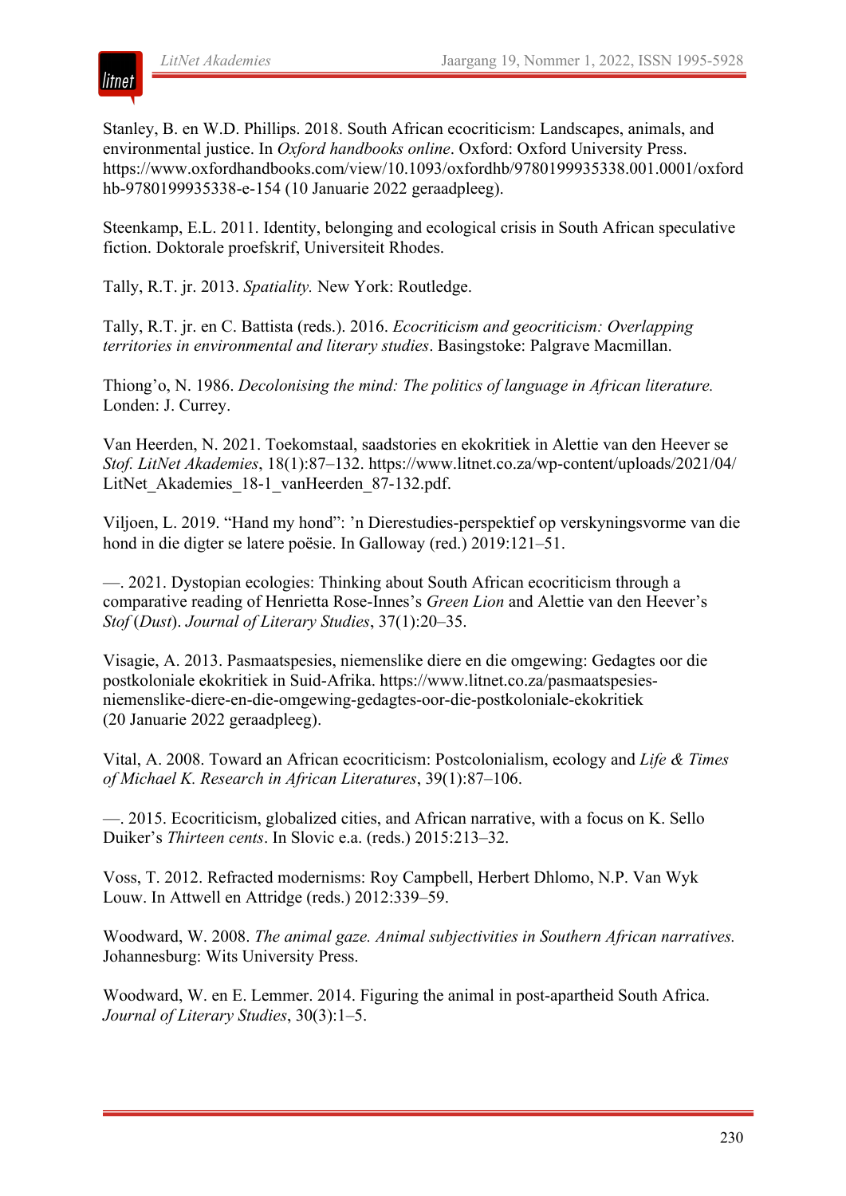Stanley, B. en W.D. Phillips. 2018. South African ecocriticism: Landscapes, animals, and environmental justice. In *Oxford handbooks online*. Oxford: Oxford University Press. https://www.oxfordhandbooks.com/view/10.1093/oxfordhb/9780199935338.001.0001/oxfordhb-9780199935338-e-154 (10 Januarie 2022 geraadpleeg).

Steenkamp, E.L. 2011. Identity, belonging and ecological crisis in South African speculative fiction. Doktorale proefskrif, Universiteit Rhodes.

Tally, R.T. jr. 2013. *Spatiality.* New York: Routledge.

Tally, R.T. jr. en C. Battista (reds.). 2016. *Ecocriticism and geocriticism: Overlapping territories in environmental and literary studies*. Basingstoke: Palgrave Macmillan.

Thiong'o, N. 1986. *Decolonising the mind: The politics of language in African literature.* Londen: J. Currey.

Van Heerden, N. 2021. Toekomstaal, saadstories en ekokritiek in Alettie van den Heever se *Stof. LitNet Akademies*, 18(1):87–132. https://www.litnet.co.za/wp-content/uploads/2021/04/LitNet_Akademies_18-1_vanHeerden_87-132.pdf.

Viljoen, L. 2019. "Hand my hond": 'n Dierestudies-perspektief op verskyningsvorme van die hond in die digter se latere poësie. In Galloway (red.) 2019:121–51.

—. 2021. Dystopian ecologies: Thinking about South African ecocriticism through a comparative reading of Henrietta Rose-Innes's *Green Lion* and Alettie van den Heever's *Stof* (*Dust*). *Journal of Literary Studies*, 37(1):20–35.

Visagie, A. 2013. Pasmaatspesies, niemenslike diere en die omgewing: Gedagtes oor die postkoloniale ekokritiek in Suid-Afrika. https://www.litnet.co.za/pasmaatspesies-niemenslike-diere-en-die-omgewing-gedagtes-oor-die-postkoloniale-ekokritiek (20 Januarie 2022 geraadpleeg).

Vital, A. 2008. Toward an African ecocriticism: Postcolonialism, ecology and *Life & Times of Michael K*. *Research in African Literatures*, 39(1):87–106.

—. 2015. Ecocriticism, globalized cities, and African narrative, with a focus on K. Sello Duiker's *Thirteen cents*. In Slovic e.a. (reds.) 2015:213–32.

Voss, T. 2012. Refracted modernisms: Roy Campbell, Herbert Dhlomo, N.P. Van Wyk Louw. In Attwell en Attridge (reds.) 2012:339–59.

Woodward, W. 2008. *The animal gaze. Animal subjectivities in Southern African narratives.* Johannesburg: Wits University Press.

Woodward, W. en E. Lemmer. 2014. Figuring the animal in post-apartheid South Africa. *Journal of Literary Studies*, 30(3):1–5.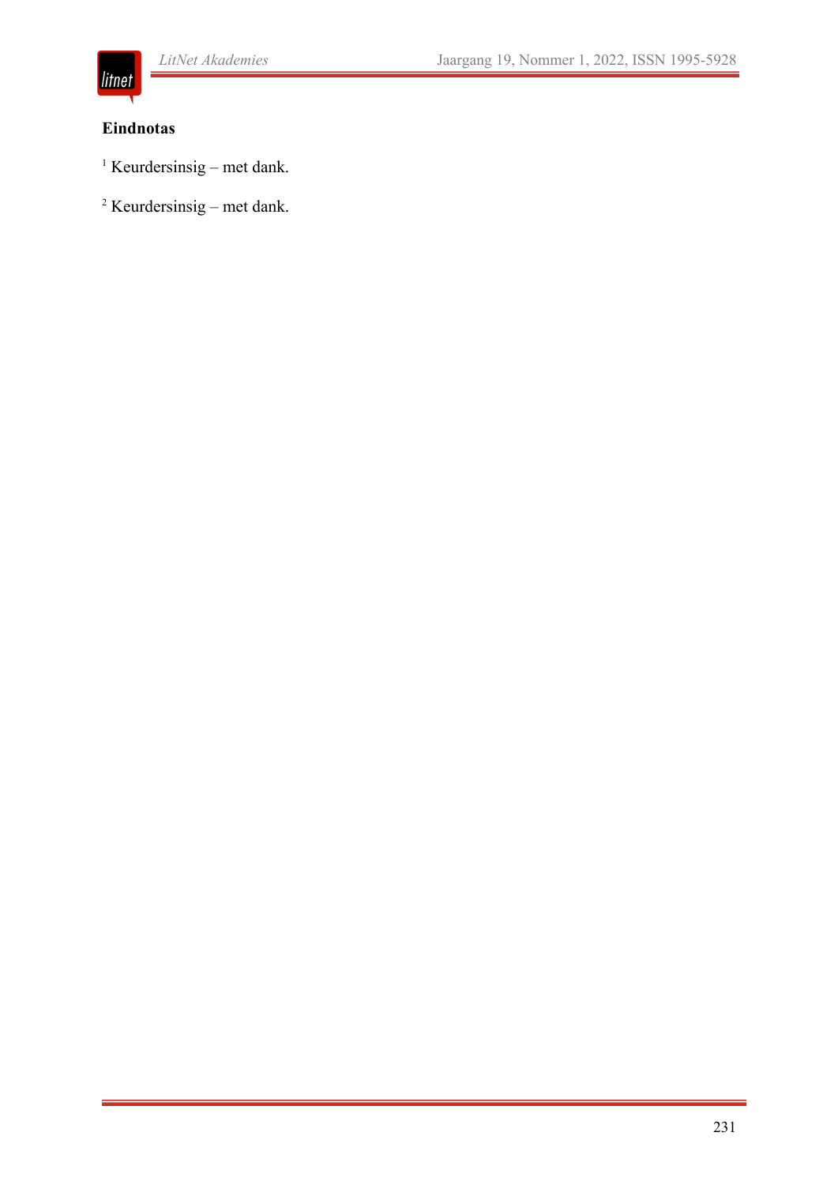**Eindnotas**

[1] Keurdersinsig – met dank.

[2] Keurdersinsig – met dank.